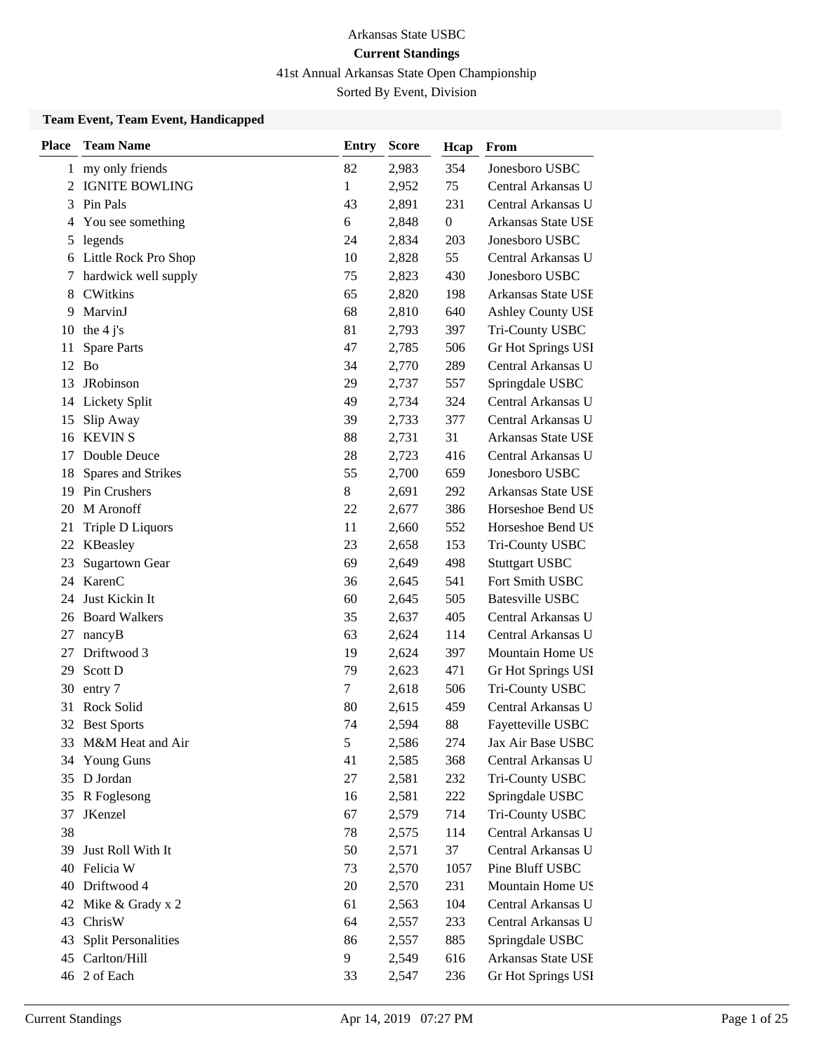Arkansas State USBC

**Current Standings**

41st Annual Arkansas State Open Championship

Sorted By Event, Division

### Team Event, Team Event, Handicapped

| Place | Team Name | Entry | Score | Hcap | From |
|---|---|---|---|---|---|
| 1 | my only friends | 82 | 2,983 | 354 | Jonesboro USBC |
| 2 | IGNITE BOWLING | 1 | 2,952 | 75 | Central Arkansas U |
| 3 | Pin Pals | 43 | 2,891 | 231 | Central Arkansas U |
| 4 | You see something | 6 | 2,848 | 0 | Arkansas State USE |
| 5 | legends | 24 | 2,834 | 203 | Jonesboro USBC |
| 6 | Little Rock Pro Shop | 10 | 2,828 | 55 | Central Arkansas U |
| 7 | hardwick well supply | 75 | 2,823 | 430 | Jonesboro USBC |
| 8 | CWitkins | 65 | 2,820 | 198 | Arkansas State USE |
| 9 | MarvinJ | 68 | 2,810 | 640 | Ashley County USE |
| 10 | the 4 j's | 81 | 2,793 | 397 | Tri-County USBC |
| 11 | Spare Parts | 47 | 2,785 | 506 | Gr Hot Springs USI |
| 12 | Bo | 34 | 2,770 | 289 | Central Arkansas U |
| 13 | JRobinson | 29 | 2,737 | 557 | Springdale USBC |
| 14 | Lickety Split | 49 | 2,734 | 324 | Central Arkansas U |
| 15 | Slip Away | 39 | 2,733 | 377 | Central Arkansas U |
| 16 | KEVIN S | 88 | 2,731 | 31 | Arkansas State USE |
| 17 | Double Deuce | 28 | 2,723 | 416 | Central Arkansas U |
| 18 | Spares and Strikes | 55 | 2,700 | 659 | Jonesboro USBC |
| 19 | Pin Crushers | 8 | 2,691 | 292 | Arkansas State USE |
| 20 | M Aronoff | 22 | 2,677 | 386 | Horseshoe Bend US |
| 21 | Triple D Liquors | 11 | 2,660 | 552 | Horseshoe Bend US |
| 22 | KBeasley | 23 | 2,658 | 153 | Tri-County USBC |
| 23 | Sugartown Gear | 69 | 2,649 | 498 | Stuttgart USBC |
| 24 | KarenC | 36 | 2,645 | 541 | Fort Smith USBC |
| 24 | Just Kickin It | 60 | 2,645 | 505 | Batesville USBC |
| 26 | Board Walkers | 35 | 2,637 | 405 | Central Arkansas U |
| 27 | nancyB | 63 | 2,624 | 114 | Central Arkansas U |
| 27 | Driftwood 3 | 19 | 2,624 | 397 | Mountain Home US |
| 29 | Scott D | 79 | 2,623 | 471 | Gr Hot Springs USI |
| 30 | entry 7 | 7 | 2,618 | 506 | Tri-County USBC |
| 31 | Rock Solid | 80 | 2,615 | 459 | Central Arkansas U |
| 32 | Best Sports | 74 | 2,594 | 88 | Fayetteville USBC |
| 33 | M&M Heat and Air | 5 | 2,586 | 274 | Jax Air Base USBC |
| 34 | Young Guns | 41 | 2,585 | 368 | Central Arkansas U |
| 35 | D Jordan | 27 | 2,581 | 232 | Tri-County USBC |
| 35 | R Foglesong | 16 | 2,581 | 222 | Springdale USBC |
| 37 | JKenzel | 67 | 2,579 | 714 | Tri-County USBC |
| 38 | | 78 | 2,575 | 114 | Central Arkansas U |
| 39 | Just Roll With It | 50 | 2,571 | 37 | Central Arkansas U |
| 40 | Felicia W | 73 | 2,570 | 1057 | Pine Bluff USBC |
| 40 | Driftwood 4 | 20 | 2,570 | 231 | Mountain Home US |
| 42 | Mike & Grady x 2 | 61 | 2,563 | 104 | Central Arkansas U |
| 43 | ChrisW | 64 | 2,557 | 233 | Central Arkansas U |
| 43 | Split Personalities | 86 | 2,557 | 885 | Springdale USBC |
| 45 | Carlton/Hill | 9 | 2,549 | 616 | Arkansas State USE |
| 46 | 2 of Each | 33 | 2,547 | 236 | Gr Hot Springs USI |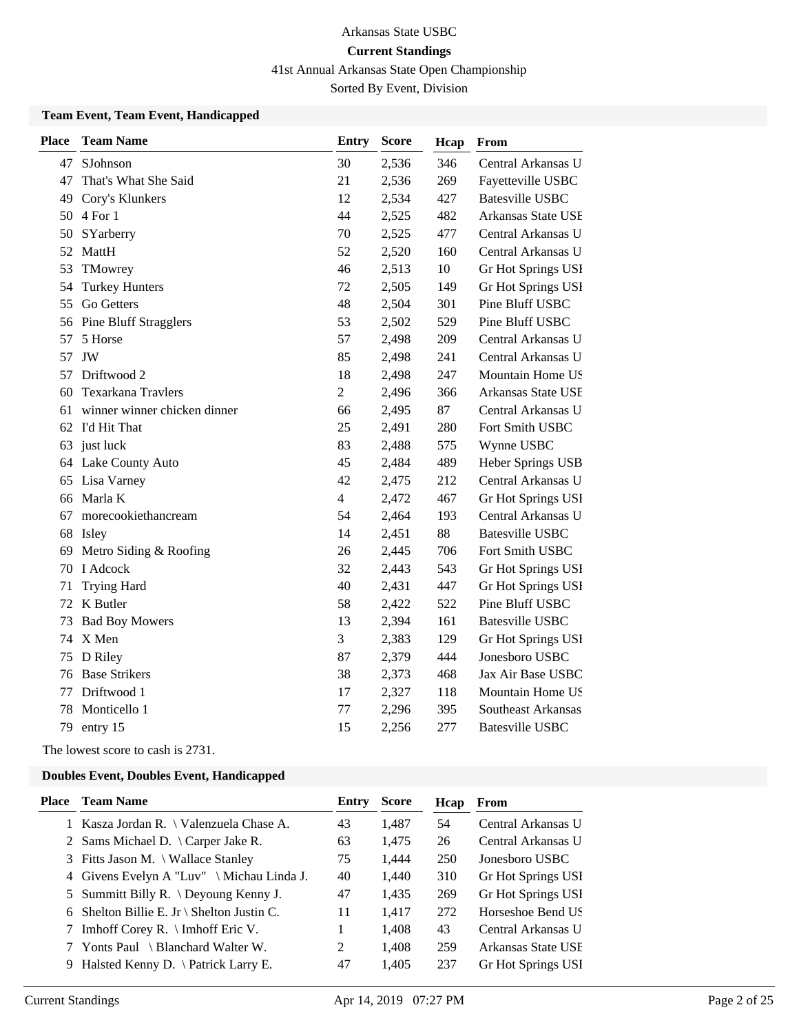Arkansas State USBC

**Current Standings**

41st Annual Arkansas State Open Championship

Sorted By Event, Division

### Team Event, Team Event, Handicapped

| Place | Team Name | Entry | Score | Hcap | From |
|---|---|---|---|---|---|
| 47 | SJohnson | 30 | 2,536 | 346 | Central Arkansas U |
| 47 | That's What She Said | 21 | 2,536 | 269 | Fayetteville USBC |
| 49 | Cory's Klunkers | 12 | 2,534 | 427 | Batesville USBC |
| 50 | 4 For 1 | 44 | 2,525 | 482 | Arkansas State USE |
| 50 | SYarberry | 70 | 2,525 | 477 | Central Arkansas U |
| 52 | MattH | 52 | 2,520 | 160 | Central Arkansas U |
| 53 | TMowrey | 46 | 2,513 | 10 | Gr Hot Springs USI |
| 54 | Turkey Hunters | 72 | 2,505 | 149 | Gr Hot Springs USI |
| 55 | Go Getters | 48 | 2,504 | 301 | Pine Bluff USBC |
| 56 | Pine Bluff Stragglers | 53 | 2,502 | 529 | Pine Bluff USBC |
| 57 | 5 Horse | 57 | 2,498 | 209 | Central Arkansas U |
| 57 | JW | 85 | 2,498 | 241 | Central Arkansas U |
| 57 | Driftwood 2 | 18 | 2,498 | 247 | Mountain Home US |
| 60 | Texarkana Travlers | 2 | 2,496 | 366 | Arkansas State USE |
| 61 | winner winner chicken dinner | 66 | 2,495 | 87 | Central Arkansas U |
| 62 | I'd Hit That | 25 | 2,491 | 280 | Fort Smith USBC |
| 63 | just luck | 83 | 2,488 | 575 | Wynne USBC |
| 64 | Lake County Auto | 45 | 2,484 | 489 | Heber Springs USB |
| 65 | Lisa Varney | 42 | 2,475 | 212 | Central Arkansas U |
| 66 | Marla K | 4 | 2,472 | 467 | Gr Hot Springs USI |
| 67 | morecookiethancream | 54 | 2,464 | 193 | Central Arkansas U |
| 68 | Isley | 14 | 2,451 | 88 | Batesville USBC |
| 69 | Metro Siding & Roofing | 26 | 2,445 | 706 | Fort Smith USBC |
| 70 | I Adcock | 32 | 2,443 | 543 | Gr Hot Springs USI |
| 71 | Trying Hard | 40 | 2,431 | 447 | Gr Hot Springs USI |
| 72 | K Butler | 58 | 2,422 | 522 | Pine Bluff USBC |
| 73 | Bad Boy Mowers | 13 | 2,394 | 161 | Batesville USBC |
| 74 | X Men | 3 | 2,383 | 129 | Gr Hot Springs USI |
| 75 | D Riley | 87 | 2,379 | 444 | Jonesboro USBC |
| 76 | Base Strikers | 38 | 2,373 | 468 | Jax Air Base USBC |
| 77 | Driftwood 1 | 17 | 2,327 | 118 | Mountain Home US |
| 78 | Monticello 1 | 77 | 2,296 | 395 | Southeast Arkansas |
| 79 | entry 15 | 15 | 2,256 | 277 | Batesville USBC |

The lowest score to cash is 2731.

### Doubles Event, Doubles Event, Handicapped

| Place | Team Name | Entry | Score | Hcap | From |
|---|---|---|---|---|---|
| 1 | Kasza Jordan R. \ Valenzuela Chase A. | 43 | 1,487 | 54 | Central Arkansas U |
| 2 | Sams Michael D. \ Carper Jake R. | 63 | 1,475 | 26 | Central Arkansas U |
| 3 | Fitts Jason M. \ Wallace Stanley | 75 | 1,444 | 250 | Jonesboro USBC |
| 4 | Givens Evelyn A "Luv" \ Michau Linda J. | 40 | 1,440 | 310 | Gr Hot Springs USI |
| 5 | Summitt Billy R. \ Deyoung Kenny J. | 47 | 1,435 | 269 | Gr Hot Springs USI |
| 6 | Shelton Billie E. Jr \ Shelton Justin C. | 11 | 1,417 | 272 | Horseshoe Bend US |
| 7 | Imhoff Corey R. \ Imhoff Eric V. | 1 | 1,408 | 43 | Central Arkansas U |
| 7 | Yonts Paul \ Blanchard Walter W. | 2 | 1,408 | 259 | Arkansas State USE |
| 9 | Halsted Kenny D. \ Patrick Larry E. | 47 | 1,405 | 237 | Gr Hot Springs USI |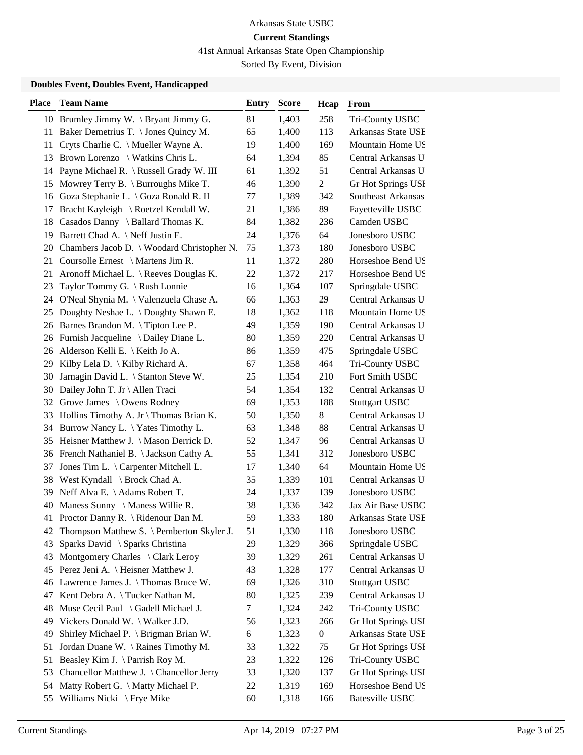Arkansas State USBC

**Current Standings**

41st Annual Arkansas State Open Championship

Sorted By Event, Division

### Doubles Event, Doubles Event, Handicapped

| Place | Team Name | Entry | Score | Hcap | From |
|---|---|---|---|---|---|
| 10 | Brumley Jimmy W. \ Bryant Jimmy G. | 81 | 1,403 | 258 | Tri-County USBC |
| 11 | Baker Demetrius T. \ Jones Quincy M. | 65 | 1,400 | 113 | Arkansas State USE |
| 11 | Cryts Charlie C. \ Mueller Wayne A. | 19 | 1,400 | 169 | Mountain Home US |
| 13 | Brown Lorenzo \ Watkins Chris L. | 64 | 1,394 | 85 | Central Arkansas U |
| 14 | Payne Michael R. \ Russell Grady W. III | 61 | 1,392 | 51 | Central Arkansas U |
| 15 | Mowrey Terry B. \ Burroughs Mike T. | 46 | 1,390 | 2 | Gr Hot Springs USI |
| 16 | Goza Stephanie L. \ Goza Ronald R. II | 77 | 1,389 | 342 | Southeast Arkansas |
| 17 | Bracht Kayleigh \ Roetzel Kendall W. | 21 | 1,386 | 89 | Fayetteville USBC |
| 18 | Casados Danny \ Ballard Thomas K. | 84 | 1,382 | 236 | Camden USBC |
| 19 | Barrett Chad A. \ Neff Justin E. | 24 | 1,376 | 64 | Jonesboro USBC |
| 20 | Chambers Jacob D. \ Woodard Christopher N. | 75 | 1,373 | 180 | Jonesboro USBC |
| 21 | Coursolle Ernest \ Martens Jim R. | 11 | 1,372 | 280 | Horseshoe Bend US |
| 21 | Aronoff Michael L. \ Reeves Douglas K. | 22 | 1,372 | 217 | Horseshoe Bend US |
| 23 | Taylor Tommy G. \ Rush Lonnie | 16 | 1,364 | 107 | Springdale USBC |
| 24 | O'Neal Shynia M. \ Valenzuela Chase A. | 66 | 1,363 | 29 | Central Arkansas U |
| 25 | Doughty Neshae L. \ Doughty Shawn E. | 18 | 1,362 | 118 | Mountain Home US |
| 26 | Barnes Brandon M. \ Tipton Lee P. | 49 | 1,359 | 190 | Central Arkansas U |
| 26 | Furnish Jacqueline \ Dailey Diane L. | 80 | 1,359 | 220 | Central Arkansas U |
| 26 | Alderson Kelli E. \ Keith Jo A. | 86 | 1,359 | 475 | Springdale USBC |
| 29 | Kilby Lela D. \ Kilby Richard A. | 67 | 1,358 | 464 | Tri-County USBC |
| 30 | Jarnagin David L. \ Stanton Steve W. | 25 | 1,354 | 210 | Fort Smith USBC |
| 30 | Dailey John T. Jr \ Allen Traci | 54 | 1,354 | 132 | Central Arkansas U |
| 32 | Grove James \ Owens Rodney | 69 | 1,353 | 188 | Stuttgart USBC |
| 33 | Hollins Timothy A. Jr \ Thomas Brian K. | 50 | 1,350 | 8 | Central Arkansas U |
| 34 | Burrow Nancy L. \ Yates Timothy L. | 63 | 1,348 | 88 | Central Arkansas U |
| 35 | Heisner Matthew J. \ Mason Derrick D. | 52 | 1,347 | 96 | Central Arkansas U |
| 36 | French Nathaniel B. \ Jackson Cathy A. | 55 | 1,341 | 312 | Jonesboro USBC |
| 37 | Jones Tim L. \ Carpenter Mitchell L. | 17 | 1,340 | 64 | Mountain Home US |
| 38 | West Kyndall \ Brock Chad A. | 35 | 1,339 | 101 | Central Arkansas U |
| 39 | Neff Alva E. \ Adams Robert T. | 24 | 1,337 | 139 | Jonesboro USBC |
| 40 | Maness Sunny \ Maness Willie R. | 38 | 1,336 | 342 | Jax Air Base USBC |
| 41 | Proctor Danny R. \ Ridenour Dan M. | 59 | 1,333 | 180 | Arkansas State USE |
| 42 | Thompson Matthew S. \ Pemberton Skyler J. | 51 | 1,330 | 118 | Jonesboro USBC |
| 43 | Sparks David \ Sparks Christina | 29 | 1,329 | 366 | Springdale USBC |
| 43 | Montgomery Charles \ Clark Leroy | 39 | 1,329 | 261 | Central Arkansas U |
| 45 | Perez Jeni A. \ Heisner Matthew J. | 43 | 1,328 | 177 | Central Arkansas U |
| 46 | Lawrence James J. \ Thomas Bruce W. | 69 | 1,326 | 310 | Stuttgart USBC |
| 47 | Kent Debra A. \ Tucker Nathan M. | 80 | 1,325 | 239 | Central Arkansas U |
| 48 | Muse Cecil Paul \ Gadell Michael J. | 7 | 1,324 | 242 | Tri-County USBC |
| 49 | Vickers Donald W. \ Walker J.D. | 56 | 1,323 | 266 | Gr Hot Springs USI |
| 49 | Shirley Michael P. \ Brigman Brian W. | 6 | 1,323 | 0 | Arkansas State USE |
| 51 | Jordan Duane W. \ Raines Timothy M. | 33 | 1,322 | 75 | Gr Hot Springs USI |
| 51 | Beasley Kim J. \ Parrish Roy M. | 23 | 1,322 | 126 | Tri-County USBC |
| 53 | Chancellor Matthew J. \ Chancellor Jerry | 33 | 1,320 | 137 | Gr Hot Springs USI |
| 54 | Matty Robert G. \ Matty Michael P. | 22 | 1,319 | 169 | Horseshoe Bend US |
| 55 | Williams Nicki \ Frye Mike | 60 | 1,318 | 166 | Batesville USBC |

Current Standings Apr 14, 2019 07:27 PM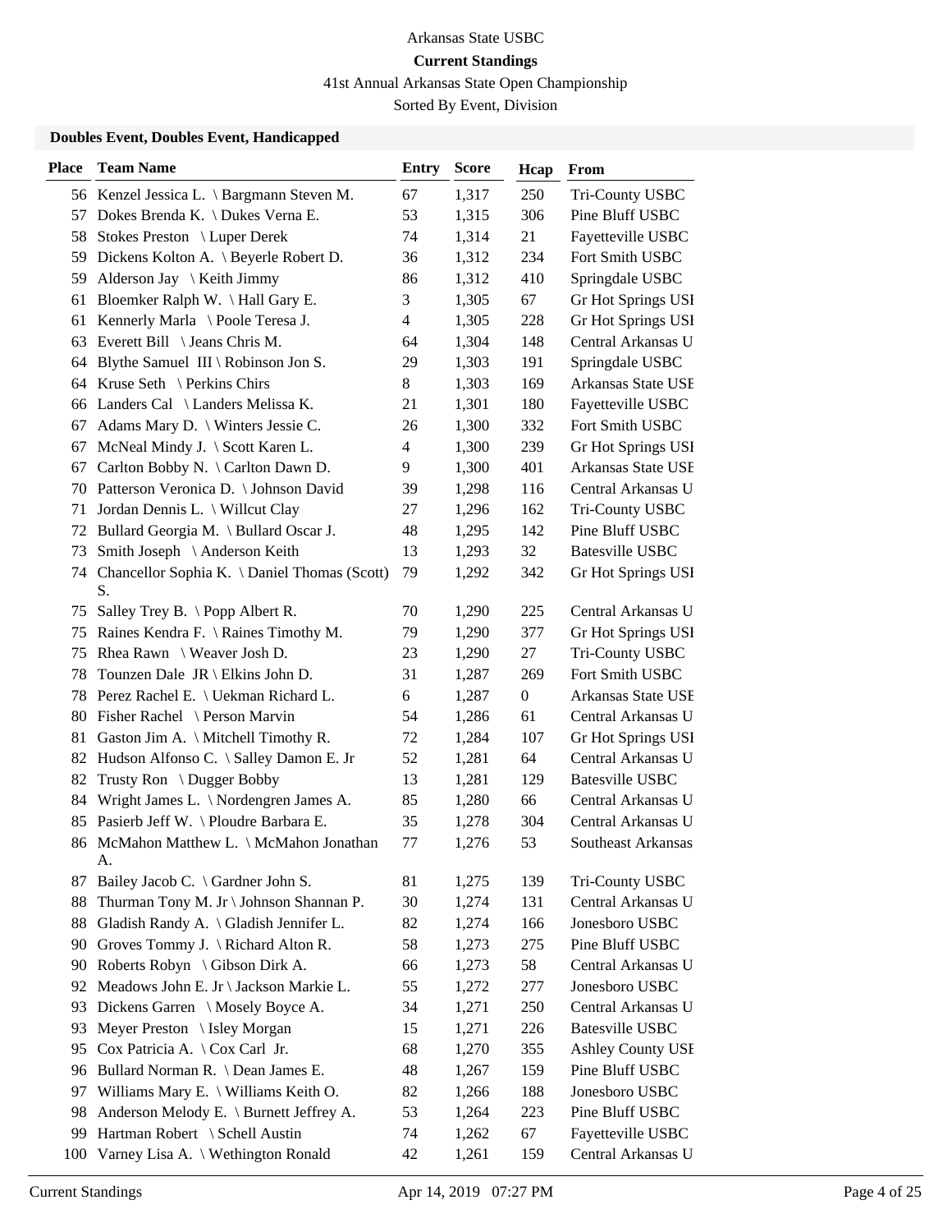Arkansas State USBC

**Current Standings**

41st Annual Arkansas State Open Championship

Sorted By Event, Division

**Doubles Event, Doubles Event, Handicapped**

| Place | Team Name | Entry | Score | Hcap | From |
|---|---|---|---|---|---|
| 56 | Kenzel Jessica L. \ Bargmann Steven M. | 67 | 1,317 | 250 | Tri-County USBC |
| 57 | Dokes Brenda K. \ Dukes Verna E. | 53 | 1,315 | 306 | Pine Bluff USBC |
| 58 | Stokes Preston \ Luper Derek | 74 | 1,314 | 21 | Fayetteville USBC |
| 59 | Dickens Kolton A. \ Beyerle Robert D. | 36 | 1,312 | 234 | Fort Smith USBC |
| 59 | Alderson Jay \ Keith Jimmy | 86 | 1,312 | 410 | Springdale USBC |
| 61 | Bloemker Ralph W. \ Hall Gary E. | 3 | 1,305 | 67 | Gr Hot Springs USI |
| 61 | Kennerly Marla \ Poole Teresa J. | 4 | 1,305 | 228 | Gr Hot Springs USI |
| 63 | Everett Bill \ Jeans Chris M. | 64 | 1,304 | 148 | Central Arkansas U |
| 64 | Blythe Samuel III \ Robinson Jon S. | 29 | 1,303 | 191 | Springdale USBC |
| 64 | Kruse Seth \ Perkins Chirs | 8 | 1,303 | 169 | Arkansas State USE |
| 66 | Landers Cal \ Landers Melissa K. | 21 | 1,301 | 180 | Fayetteville USBC |
| 67 | Adams Mary D. \ Winters Jessie C. | 26 | 1,300 | 332 | Fort Smith USBC |
| 67 | McNeal Mindy J. \ Scott Karen L. | 4 | 1,300 | 239 | Gr Hot Springs USI |
| 67 | Carlton Bobby N. \ Carlton Dawn D. | 9 | 1,300 | 401 | Arkansas State USE |
| 70 | Patterson Veronica D. \ Johnson David | 39 | 1,298 | 116 | Central Arkansas U |
| 71 | Jordan Dennis L. \ Willcut Clay | 27 | 1,296 | 162 | Tri-County USBC |
| 72 | Bullard Georgia M. \ Bullard Oscar J. | 48 | 1,295 | 142 | Pine Bluff USBC |
| 73 | Smith Joseph \ Anderson Keith | 13 | 1,293 | 32 | Batesville USBC |
| 74 | Chancellor Sophia K. \ Daniel Thomas (Scott) S. | 79 | 1,292 | 342 | Gr Hot Springs USI |
| 75 | Salley Trey B. \ Popp Albert R. | 70 | 1,290 | 225 | Central Arkansas U |
| 75 | Raines Kendra F. \ Raines Timothy M. | 79 | 1,290 | 377 | Gr Hot Springs USI |
| 75 | Rhea Rawn \ Weaver Josh D. | 23 | 1,290 | 27 | Tri-County USBC |
| 78 | Tounzen Dale JR \ Elkins John D. | 31 | 1,287 | 269 | Fort Smith USBC |
| 78 | Perez Rachel E. \ Uekman Richard L. | 6 | 1,287 | 0 | Arkansas State USE |
| 80 | Fisher Rachel \ Person Marvin | 54 | 1,286 | 61 | Central Arkansas U |
| 81 | Gaston Jim A. \ Mitchell Timothy R. | 72 | 1,284 | 107 | Gr Hot Springs USI |
| 82 | Hudson Alfonso C. \ Salley Damon E. Jr | 52 | 1,281 | 64 | Central Arkansas U |
| 82 | Trusty Ron \ Dugger Bobby | 13 | 1,281 | 129 | Batesville USBC |
| 84 | Wright James L. \ Nordengren James A. | 85 | 1,280 | 66 | Central Arkansas U |
| 85 | Pasierb Jeff W. \ Ploudre Barbara E. | 35 | 1,278 | 304 | Central Arkansas U |
| 86 | McMahon Matthew L. \ McMahon Jonathan A. | 77 | 1,276 | 53 | Southeast Arkansas |
| 87 | Bailey Jacob C. \ Gardner John S. | 81 | 1,275 | 139 | Tri-County USBC |
| 88 | Thurman Tony M. Jr \ Johnson Shannan P. | 30 | 1,274 | 131 | Central Arkansas U |
| 88 | Gladish Randy A. \ Gladish Jennifer L. | 82 | 1,274 | 166 | Jonesboro USBC |
| 90 | Groves Tommy J. \ Richard Alton R. | 58 | 1,273 | 275 | Pine Bluff USBC |
| 90 | Roberts Robyn \ Gibson Dirk A. | 66 | 1,273 | 58 | Central Arkansas U |
| 92 | Meadows John E. Jr \ Jackson Markie L. | 55 | 1,272 | 277 | Jonesboro USBC |
| 93 | Dickens Garren \ Mosely Boyce A. | 34 | 1,271 | 250 | Central Arkansas U |
| 93 | Meyer Preston \ Isley Morgan | 15 | 1,271 | 226 | Batesville USBC |
| 95 | Cox Patricia A. \ Cox Carl Jr. | 68 | 1,270 | 355 | Ashley County USE |
| 96 | Bullard Norman R. \ Dean James E. | 48 | 1,267 | 159 | Pine Bluff USBC |
| 97 | Williams Mary E. \ Williams Keith O. | 82 | 1,266 | 188 | Jonesboro USBC |
| 98 | Anderson Melody E. \ Burnett Jeffrey A. | 53 | 1,264 | 223 | Pine Bluff USBC |
| 99 | Hartman Robert \ Schell Austin | 74 | 1,262 | 67 | Fayetteville USBC |
| 100 | Varney Lisa A. \ Wethington Ronald | 42 | 1,261 | 159 | Central Arkansas U |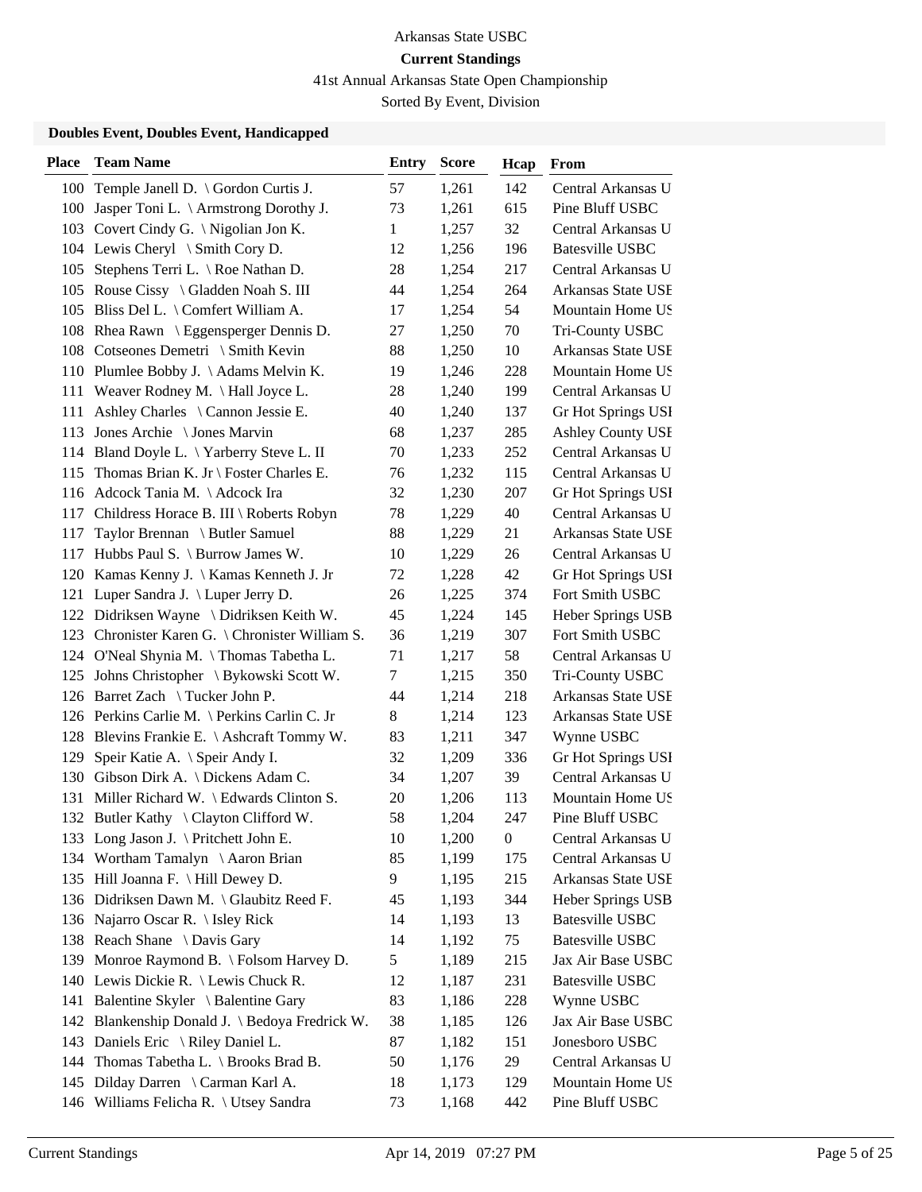Arkansas State USBC

**Current Standings**

41st Annual Arkansas State Open Championship

Sorted By Event, Division

**Doubles Event, Doubles Event, Handicapped**

| Place | Team Name | Entry | Score | Hcap | From |
|---|---|---|---|---|---|
| 100 | Temple Janell D. \ Gordon Curtis J. | 57 | 1,261 | 142 | Central Arkansas U |
| 100 | Jasper Toni L. \ Armstrong Dorothy J. | 73 | 1,261 | 615 | Pine Bluff USBC |
| 103 | Covert Cindy G. \ Nigolian Jon K. | 1 | 1,257 | 32 | Central Arkansas U |
| 104 | Lewis Cheryl \ Smith Cory D. | 12 | 1,256 | 196 | Batesville USBC |
| 105 | Stephens Terri L. \ Roe Nathan D. | 28 | 1,254 | 217 | Central Arkansas U |
| 105 | Rouse Cissy \ Gladden Noah S. III | 44 | 1,254 | 264 | Arkansas State USE |
| 105 | Bliss Del L. \ Comfert William A. | 17 | 1,254 | 54 | Mountain Home US |
| 108 | Rhea Rawn \ Eggensperger Dennis D. | 27 | 1,250 | 70 | Tri-County USBC |
| 108 | Cotseones Demetri \ Smith Kevin | 88 | 1,250 | 10 | Arkansas State USE |
| 110 | Plumlee Bobby J. \ Adams Melvin K. | 19 | 1,246 | 228 | Mountain Home US |
| 111 | Weaver Rodney M. \ Hall Joyce L. | 28 | 1,240 | 199 | Central Arkansas U |
| 111 | Ashley Charles \ Cannon Jessie E. | 40 | 1,240 | 137 | Gr Hot Springs USI |
| 113 | Jones Archie \ Jones Marvin | 68 | 1,237 | 285 | Ashley County USE |
| 114 | Bland Doyle L. \ Yarberry Steve L. II | 70 | 1,233 | 252 | Central Arkansas U |
| 115 | Thomas Brian K. Jr \ Foster Charles E. | 76 | 1,232 | 115 | Central Arkansas U |
| 116 | Adcock Tania M. \ Adcock Ira | 32 | 1,230 | 207 | Gr Hot Springs USI |
| 117 | Childress Horace B. III \ Roberts Robyn | 78 | 1,229 | 40 | Central Arkansas U |
| 117 | Taylor Brennan \ Butler Samuel | 88 | 1,229 | 21 | Arkansas State USE |
| 117 | Hubbs Paul S. \ Burrow James W. | 10 | 1,229 | 26 | Central Arkansas U |
| 120 | Kamas Kenny J. \ Kamas Kenneth J. Jr | 72 | 1,228 | 42 | Gr Hot Springs USI |
| 121 | Luper Sandra J. \ Luper Jerry D. | 26 | 1,225 | 374 | Fort Smith USBC |
| 122 | Didriksen Wayne \ Didriksen Keith W. | 45 | 1,224 | 145 | Heber Springs USB |
| 123 | Chronister Karen G. \ Chronister William S. | 36 | 1,219 | 307 | Fort Smith USBC |
| 124 | O'Neal Shynia M. \ Thomas Tabetha L. | 71 | 1,217 | 58 | Central Arkansas U |
| 125 | Johns Christopher \ Bykowski Scott W. | 7 | 1,215 | 350 | Tri-County USBC |
| 126 | Barret Zach \ Tucker John P. | 44 | 1,214 | 218 | Arkansas State USE |
| 126 | Perkins Carlie M. \ Perkins Carlin C. Jr | 8 | 1,214 | 123 | Arkansas State USE |
| 128 | Blevins Frankie E. \ Ashcraft Tommy W. | 83 | 1,211 | 347 | Wynne USBC |
| 129 | Speir Katie A. \ Speir Andy I. | 32 | 1,209 | 336 | Gr Hot Springs USI |
| 130 | Gibson Dirk A. \ Dickens Adam C. | 34 | 1,207 | 39 | Central Arkansas U |
| 131 | Miller Richard W. \ Edwards Clinton S. | 20 | 1,206 | 113 | Mountain Home US |
| 132 | Butler Kathy \ Clayton Clifford W. | 58 | 1,204 | 247 | Pine Bluff USBC |
| 133 | Long Jason J. \ Pritchett John E. | 10 | 1,200 | 0 | Central Arkansas U |
| 134 | Wortham Tamalyn \ Aaron Brian | 85 | 1,199 | 175 | Central Arkansas U |
| 135 | Hill Joanna F. \ Hill Dewey D. | 9 | 1,195 | 215 | Arkansas State USE |
| 136 | Didriksen Dawn M. \ Glaubitz Reed F. | 45 | 1,193 | 344 | Heber Springs USB |
| 136 | Najarro Oscar R. \ Isley Rick | 14 | 1,193 | 13 | Batesville USBC |
| 138 | Reach Shane \ Davis Gary | 14 | 1,192 | 75 | Batesville USBC |
| 139 | Monroe Raymond B. \ Folsom Harvey D. | 5 | 1,189 | 215 | Jax Air Base USBC |
| 140 | Lewis Dickie R. \ Lewis Chuck R. | 12 | 1,187 | 231 | Batesville USBC |
| 141 | Balentine Skyler \ Balentine Gary | 83 | 1,186 | 228 | Wynne USBC |
| 142 | Blankenship Donald J. \ Bedoya Fredrick W. | 38 | 1,185 | 126 | Jax Air Base USBC |
| 143 | Daniels Eric \ Riley Daniel L. | 87 | 1,182 | 151 | Jonesboro USBC |
| 144 | Thomas Tabetha L. \ Brooks Brad B. | 50 | 1,176 | 29 | Central Arkansas U |
| 145 | Dilday Darren \ Carman Karl A. | 18 | 1,173 | 129 | Mountain Home US |
| 146 | Williams Felicha R. \ Utsey Sandra | 73 | 1,168 | 442 | Pine Bluff USBC |

Current Standings Apr 14, 2019 07:27 PM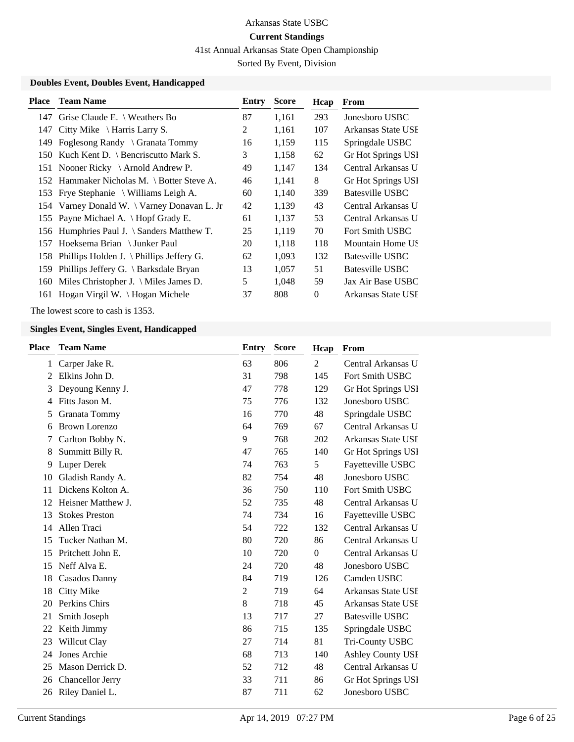Arkansas State USBC

**Current Standings**

41st Annual Arkansas State Open Championship

Sorted By Event, Division

### Doubles Event, Doubles Event, Handicapped

| Place | Team Name | Entry | Score | Hcap | From |
|---|---|---|---|---|---|
| 147 | Grise Claude E. \ Weathers Bo | 87 | 1,161 | 293 | Jonesboro USBC |
| 147 | Citty Mike \ Harris Larry S. | 2 | 1,161 | 107 | Arkansas State USE |
| 149 | Foglesong Randy \ Granata Tommy | 16 | 1,159 | 115 | Springdale USBC |
| 150 | Kuch Kent D. \ Bencriscutto Mark S. | 3 | 1,158 | 62 | Gr Hot Springs USI |
| 151 | Nooner Ricky \ Arnold Andrew P. | 49 | 1,147 | 134 | Central Arkansas U |
| 152 | Hammaker Nicholas M. \ Botter Steve A. | 46 | 1,141 | 8 | Gr Hot Springs USI |
| 153 | Frye Stephanie \ Williams Leigh A. | 60 | 1,140 | 339 | Batesville USBC |
| 154 | Varney Donald W. \ Varney Donavan L. Jr | 42 | 1,139 | 43 | Central Arkansas U |
| 155 | Payne Michael A. \ Hopf Grady E. | 61 | 1,137 | 53 | Central Arkansas U |
| 156 | Humphries Paul J. \ Sanders Matthew T. | 25 | 1,119 | 70 | Fort Smith USBC |
| 157 | Hoeksema Brian \ Junker Paul | 20 | 1,118 | 118 | Mountain Home US |
| 158 | Phillips Holden J. \ Phillips Jeffery G. | 62 | 1,093 | 132 | Batesville USBC |
| 159 | Phillips Jeffery G. \ Barksdale Bryan | 13 | 1,057 | 51 | Batesville USBC |
| 160 | Miles Christopher J. \ Miles James D. | 5 | 1,048 | 59 | Jax Air Base USBC |
| 161 | Hogan Virgil W. \ Hogan Michele | 37 | 808 | 0 | Arkansas State USE |

The lowest score to cash is 1353.

### Singles Event, Singles Event, Handicapped

| Place | Team Name | Entry | Score | Hcap | From |
|---|---|---|---|---|---|
| 1 | Carper Jake R. | 63 | 806 | 2 | Central Arkansas U |
| 2 | Elkins John D. | 31 | 798 | 145 | Fort Smith USBC |
| 3 | Deyoung Kenny J. | 47 | 778 | 129 | Gr Hot Springs USI |
| 4 | Fitts Jason M. | 75 | 776 | 132 | Jonesboro USBC |
| 5 | Granata Tommy | 16 | 770 | 48 | Springdale USBC |
| 6 | Brown Lorenzo | 64 | 769 | 67 | Central Arkansas U |
| 7 | Carlton Bobby N. | 9 | 768 | 202 | Arkansas State USE |
| 8 | Summitt Billy R. | 47 | 765 | 140 | Gr Hot Springs USI |
| 9 | Luper Derek | 74 | 763 | 5 | Fayetteville USBC |
| 10 | Gladish Randy A. | 82 | 754 | 48 | Jonesboro USBC |
| 11 | Dickens Kolton A. | 36 | 750 | 110 | Fort Smith USBC |
| 12 | Heisner Matthew J. | 52 | 735 | 48 | Central Arkansas U |
| 13 | Stokes Preston | 74 | 734 | 16 | Fayetteville USBC |
| 14 | Allen Traci | 54 | 722 | 132 | Central Arkansas U |
| 15 | Tucker Nathan M. | 80 | 720 | 86 | Central Arkansas U |
| 15 | Pritchett John E. | 10 | 720 | 0 | Central Arkansas U |
| 15 | Neff Alva E. | 24 | 720 | 48 | Jonesboro USBC |
| 18 | Casados Danny | 84 | 719 | 126 | Camden USBC |
| 18 | Citty Mike | 2 | 719 | 64 | Arkansas State USE |
| 20 | Perkins Chirs | 8 | 718 | 45 | Arkansas State USE |
| 21 | Smith Joseph | 13 | 717 | 27 | Batesville USBC |
| 22 | Keith Jimmy | 86 | 715 | 135 | Springdale USBC |
| 23 | Willcut Clay | 27 | 714 | 81 | Tri-County USBC |
| 24 | Jones Archie | 68 | 713 | 140 | Ashley County USE |
| 25 | Mason Derrick D. | 52 | 712 | 48 | Central Arkansas U |
| 26 | Chancellor Jerry | 33 | 711 | 86 | Gr Hot Springs USI |
| 26 | Riley Daniel L. | 87 | 711 | 62 | Jonesboro USBC |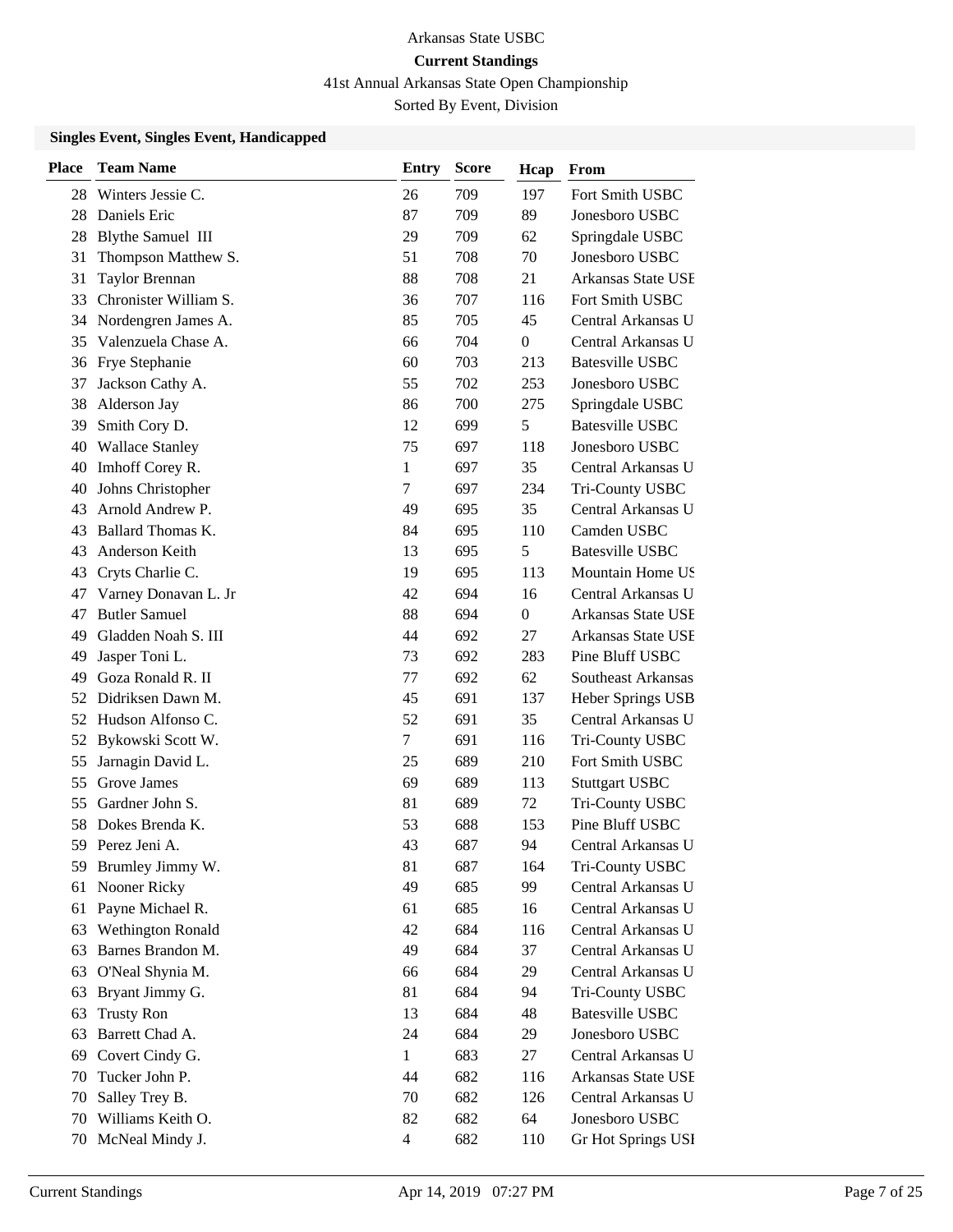Arkansas State USBC

**Current Standings**

41st Annual Arkansas State Open Championship

Sorted By Event, Division

### Singles Event, Singles Event, Handicapped

| Place | Team Name | Entry | Score | Hcap | From |
|---|---|---|---|---|---|
| 28 | Winters Jessie C. | 26 | 709 | 197 | Fort Smith USBC |
| 28 | Daniels Eric | 87 | 709 | 89 | Jonesboro USBC |
| 28 | Blythe Samuel III | 29 | 709 | 62 | Springdale USBC |
| 31 | Thompson Matthew S. | 51 | 708 | 70 | Jonesboro USBC |
| 31 | Taylor Brennan | 88 | 708 | 21 | Arkansas State USE |
| 33 | Chronister William S. | 36 | 707 | 116 | Fort Smith USBC |
| 34 | Nordengren James A. | 85 | 705 | 45 | Central Arkansas U |
| 35 | Valenzuela Chase A. | 66 | 704 | 0 | Central Arkansas U |
| 36 | Frye Stephanie | 60 | 703 | 213 | Batesville USBC |
| 37 | Jackson Cathy A. | 55 | 702 | 253 | Jonesboro USBC |
| 38 | Alderson Jay | 86 | 700 | 275 | Springdale USBC |
| 39 | Smith Cory D. | 12 | 699 | 5 | Batesville USBC |
| 40 | Wallace Stanley | 75 | 697 | 118 | Jonesboro USBC |
| 40 | Imhoff Corey R. | 1 | 697 | 35 | Central Arkansas U |
| 40 | Johns Christopher | 7 | 697 | 234 | Tri-County USBC |
| 43 | Arnold Andrew P. | 49 | 695 | 35 | Central Arkansas U |
| 43 | Ballard Thomas K. | 84 | 695 | 110 | Camden USBC |
| 43 | Anderson Keith | 13 | 695 | 5 | Batesville USBC |
| 43 | Cryts Charlie C. | 19 | 695 | 113 | Mountain Home US |
| 47 | Varney Donavan L. Jr | 42 | 694 | 16 | Central Arkansas U |
| 47 | Butler Samuel | 88 | 694 | 0 | Arkansas State USE |
| 49 | Gladden Noah S. III | 44 | 692 | 27 | Arkansas State USE |
| 49 | Jasper Toni L. | 73 | 692 | 283 | Pine Bluff USBC |
| 49 | Goza Ronald R. II | 77 | 692 | 62 | Southeast Arkansas |
| 52 | Didriksen Dawn M. | 45 | 691 | 137 | Heber Springs USB |
| 52 | Hudson Alfonso C. | 52 | 691 | 35 | Central Arkansas U |
| 52 | Bykowski Scott W. | 7 | 691 | 116 | Tri-County USBC |
| 55 | Jarnagin David L. | 25 | 689 | 210 | Fort Smith USBC |
| 55 | Grove James | 69 | 689 | 113 | Stuttgart USBC |
| 55 | Gardner John S. | 81 | 689 | 72 | Tri-County USBC |
| 58 | Dokes Brenda K. | 53 | 688 | 153 | Pine Bluff USBC |
| 59 | Perez Jeni A. | 43 | 687 | 94 | Central Arkansas U |
| 59 | Brumley Jimmy W. | 81 | 687 | 164 | Tri-County USBC |
| 61 | Nooner Ricky | 49 | 685 | 99 | Central Arkansas U |
| 61 | Payne Michael R. | 61 | 685 | 16 | Central Arkansas U |
| 63 | Wethington Ronald | 42 | 684 | 116 | Central Arkansas U |
| 63 | Barnes Brandon M. | 49 | 684 | 37 | Central Arkansas U |
| 63 | O'Neal Shynia M. | 66 | 684 | 29 | Central Arkansas U |
| 63 | Bryant Jimmy G. | 81 | 684 | 94 | Tri-County USBC |
| 63 | Trusty Ron | 13 | 684 | 48 | Batesville USBC |
| 63 | Barrett Chad A. | 24 | 684 | 29 | Jonesboro USBC |
| 69 | Covert Cindy G. | 1 | 683 | 27 | Central Arkansas U |
| 70 | Tucker John P. | 44 | 682 | 116 | Arkansas State USE |
| 70 | Salley Trey B. | 70 | 682 | 126 | Central Arkansas U |
| 70 | Williams Keith O. | 82 | 682 | 64 | Jonesboro USBC |
| 70 | McNeal Mindy J. | 4 | 682 | 110 | Gr Hot Springs USI |

Current Standings Apr 14, 2019 07:27 PM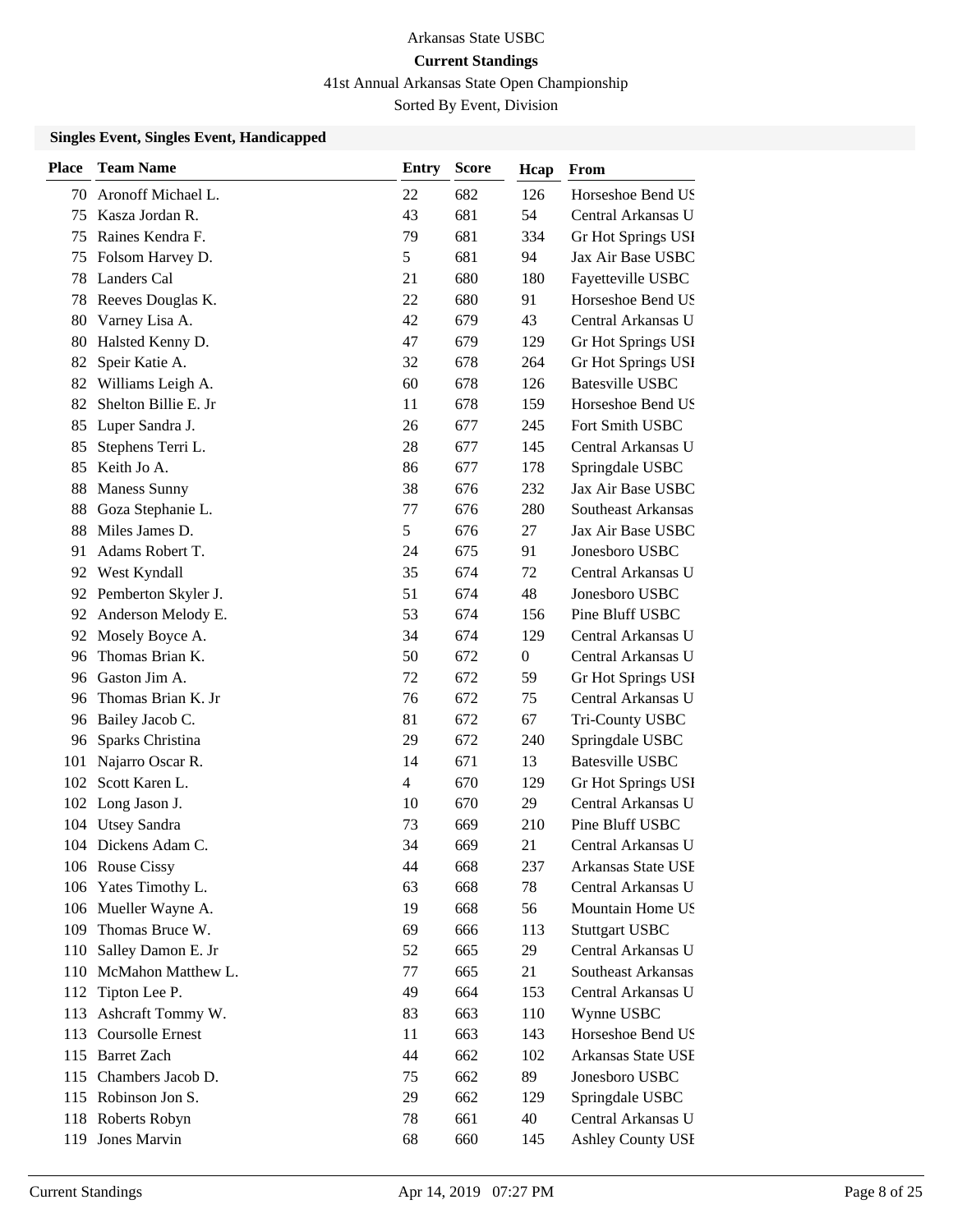Arkansas State USBC

**Current Standings**

41st Annual Arkansas State Open Championship

Sorted By Event, Division

### Singles Event, Singles Event, Handicapped

| Place | Team Name | Entry | Score | Hcap | From |
|---|---|---|---|---|---|
| 70 | Aronoff Michael L. | 22 | 682 | 126 | Horseshoe Bend US |
| 75 | Kasza Jordan R. | 43 | 681 | 54 | Central Arkansas U |
| 75 | Raines Kendra F. | 79 | 681 | 334 | Gr Hot Springs USI |
| 75 | Folsom Harvey D. | 5 | 681 | 94 | Jax Air Base USBC |
| 78 | Landers Cal | 21 | 680 | 180 | Fayetteville USBC |
| 78 | Reeves Douglas K. | 22 | 680 | 91 | Horseshoe Bend US |
| 80 | Varney Lisa A. | 42 | 679 | 43 | Central Arkansas U |
| 80 | Halsted Kenny D. | 47 | 679 | 129 | Gr Hot Springs USI |
| 82 | Speir Katie A. | 32 | 678 | 264 | Gr Hot Springs USI |
| 82 | Williams Leigh A. | 60 | 678 | 126 | Batesville USBC |
| 82 | Shelton Billie E. Jr | 11 | 678 | 159 | Horseshoe Bend US |
| 85 | Luper Sandra J. | 26 | 677 | 245 | Fort Smith USBC |
| 85 | Stephens Terri L. | 28 | 677 | 145 | Central Arkansas U |
| 85 | Keith Jo A. | 86 | 677 | 178 | Springdale USBC |
| 88 | Maness Sunny | 38 | 676 | 232 | Jax Air Base USBC |
| 88 | Goza Stephanie L. | 77 | 676 | 280 | Southeast Arkansas |
| 88 | Miles James D. | 5 | 676 | 27 | Jax Air Base USBC |
| 91 | Adams Robert T. | 24 | 675 | 91 | Jonesboro USBC |
| 92 | West Kyndall | 35 | 674 | 72 | Central Arkansas U |
| 92 | Pemberton Skyler J. | 51 | 674 | 48 | Jonesboro USBC |
| 92 | Anderson Melody E. | 53 | 674 | 156 | Pine Bluff USBC |
| 92 | Mosely Boyce A. | 34 | 674 | 129 | Central Arkansas U |
| 96 | Thomas Brian K. | 50 | 672 | 0 | Central Arkansas U |
| 96 | Gaston Jim A. | 72 | 672 | 59 | Gr Hot Springs USI |
| 96 | Thomas Brian K. Jr | 76 | 672 | 75 | Central Arkansas U |
| 96 | Bailey Jacob C. | 81 | 672 | 67 | Tri-County USBC |
| 96 | Sparks Christina | 29 | 672 | 240 | Springdale USBC |
| 101 | Najarro Oscar R. | 14 | 671 | 13 | Batesville USBC |
| 102 | Scott Karen L. | 4 | 670 | 129 | Gr Hot Springs USI |
| 102 | Long Jason J. | 10 | 670 | 29 | Central Arkansas U |
| 104 | Utsey Sandra | 73 | 669 | 210 | Pine Bluff USBC |
| 104 | Dickens Adam C. | 34 | 669 | 21 | Central Arkansas U |
| 106 | Rouse Cissy | 44 | 668 | 237 | Arkansas State USI |
| 106 | Yates Timothy L. | 63 | 668 | 78 | Central Arkansas U |
| 106 | Mueller Wayne A. | 19 | 668 | 56 | Mountain Home US |
| 109 | Thomas Bruce W. | 69 | 666 | 113 | Stuttgart USBC |
| 110 | Salley Damon E. Jr | 52 | 665 | 29 | Central Arkansas U |
| 110 | McMahon Matthew L. | 77 | 665 | 21 | Southeast Arkansas |
| 112 | Tipton Lee P. | 49 | 664 | 153 | Central Arkansas U |
| 113 | Ashcraft Tommy W. | 83 | 663 | 110 | Wynne USBC |
| 113 | Coursolle Ernest | 11 | 663 | 143 | Horseshoe Bend US |
| 115 | Barret Zach | 44 | 662 | 102 | Arkansas State USI |
| 115 | Chambers Jacob D. | 75 | 662 | 89 | Jonesboro USBC |
| 115 | Robinson Jon S. | 29 | 662 | 129 | Springdale USBC |
| 118 | Roberts Robyn | 78 | 661 | 40 | Central Arkansas U |
| 119 | Jones Marvin | 68 | 660 | 145 | Ashley County USI |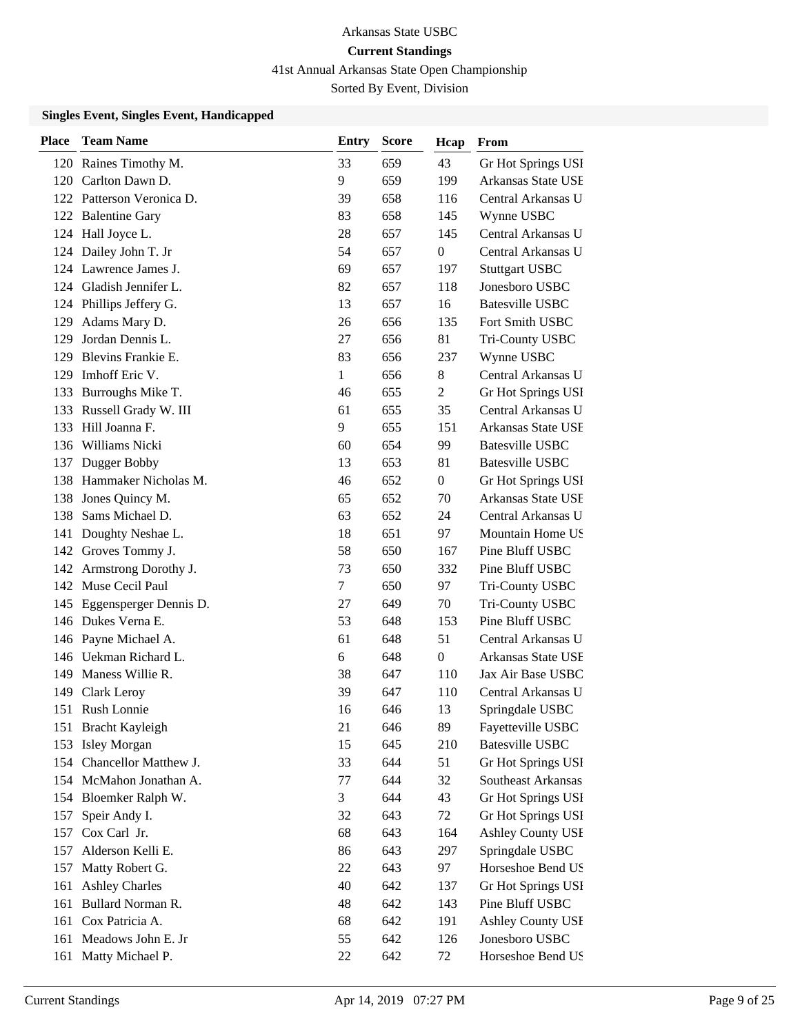Arkansas State USBC

**Current Standings**

41st Annual Arkansas State Open Championship

Sorted By Event, Division

### Singles Event, Singles Event, Handicapped

| Place | Team Name | Entry | Score | Hcap | From |
|---|---|---|---|---|---|
| 120 | Raines Timothy M. | 33 | 659 | 43 | Gr Hot Springs USI |
| 120 | Carlton Dawn D. | 9 | 659 | 199 | Arkansas State USE |
| 122 | Patterson Veronica D. | 39 | 658 | 116 | Central Arkansas U |
| 122 | Balentine Gary | 83 | 658 | 145 | Wynne USBC |
| 124 | Hall Joyce L. | 28 | 657 | 145 | Central Arkansas U |
| 124 | Dailey John T. Jr | 54 | 657 | 0 | Central Arkansas U |
| 124 | Lawrence James J. | 69 | 657 | 197 | Stuttgart USBC |
| 124 | Gladish Jennifer L. | 82 | 657 | 118 | Jonesboro USBC |
| 124 | Phillips Jeffery G. | 13 | 657 | 16 | Batesville USBC |
| 129 | Adams Mary D. | 26 | 656 | 135 | Fort Smith USBC |
| 129 | Jordan Dennis L. | 27 | 656 | 81 | Tri-County USBC |
| 129 | Blevins Frankie E. | 83 | 656 | 237 | Wynne USBC |
| 129 | Imhoff Eric V. | 1 | 656 | 8 | Central Arkansas U |
| 133 | Burroughs Mike T. | 46 | 655 | 2 | Gr Hot Springs USI |
| 133 | Russell Grady W. III | 61 | 655 | 35 | Central Arkansas U |
| 133 | Hill Joanna F. | 9 | 655 | 151 | Arkansas State USE |
| 136 | Williams Nicki | 60 | 654 | 99 | Batesville USBC |
| 137 | Dugger Bobby | 13 | 653 | 81 | Batesville USBC |
| 138 | Hammaker Nicholas M. | 46 | 652 | 0 | Gr Hot Springs USI |
| 138 | Jones Quincy M. | 65 | 652 | 70 | Arkansas State USE |
| 138 | Sams Michael D. | 63 | 652 | 24 | Central Arkansas U |
| 141 | Doughty Neshae L. | 18 | 651 | 97 | Mountain Home US |
| 142 | Groves Tommy J. | 58 | 650 | 167 | Pine Bluff USBC |
| 142 | Armstrong Dorothy J. | 73 | 650 | 332 | Pine Bluff USBC |
| 142 | Muse Cecil Paul | 7 | 650 | 97 | Tri-County USBC |
| 145 | Eggensperger Dennis D. | 27 | 649 | 70 | Tri-County USBC |
| 146 | Dukes Verna E. | 53 | 648 | 153 | Pine Bluff USBC |
| 146 | Payne Michael A. | 61 | 648 | 51 | Central Arkansas U |
| 146 | Uekman Richard L. | 6 | 648 | 0 | Arkansas State USE |
| 149 | Maness Willie R. | 38 | 647 | 110 | Jax Air Base USBC |
| 149 | Clark Leroy | 39 | 647 | 110 | Central Arkansas U |
| 151 | Rush Lonnie | 16 | 646 | 13 | Springdale USBC |
| 151 | Bracht Kayleigh | 21 | 646 | 89 | Fayetteville USBC |
| 153 | Isley Morgan | 15 | 645 | 210 | Batesville USBC |
| 154 | Chancellor Matthew J. | 33 | 644 | 51 | Gr Hot Springs USI |
| 154 | McMahon Jonathan A. | 77 | 644 | 32 | Southeast Arkansas |
| 154 | Bloemker Ralph W. | 3 | 644 | 43 | Gr Hot Springs USI |
| 157 | Speir Andy I. | 32 | 643 | 72 | Gr Hot Springs USI |
| 157 | Cox Carl Jr. | 68 | 643 | 164 | Ashley County USE |
| 157 | Alderson Kelli E. | 86 | 643 | 297 | Springdale USBC |
| 157 | Matty Robert G. | 22 | 643 | 97 | Horseshoe Bend US |
| 161 | Ashley Charles | 40 | 642 | 137 | Gr Hot Springs USI |
| 161 | Bullard Norman R. | 48 | 642 | 143 | Pine Bluff USBC |
| 161 | Cox Patricia A. | 68 | 642 | 191 | Ashley County USE |
| 161 | Meadows John E. Jr | 55 | 642 | 126 | Jonesboro USBC |
| 161 | Matty Michael P. | 22 | 642 | 72 | Horseshoe Bend US |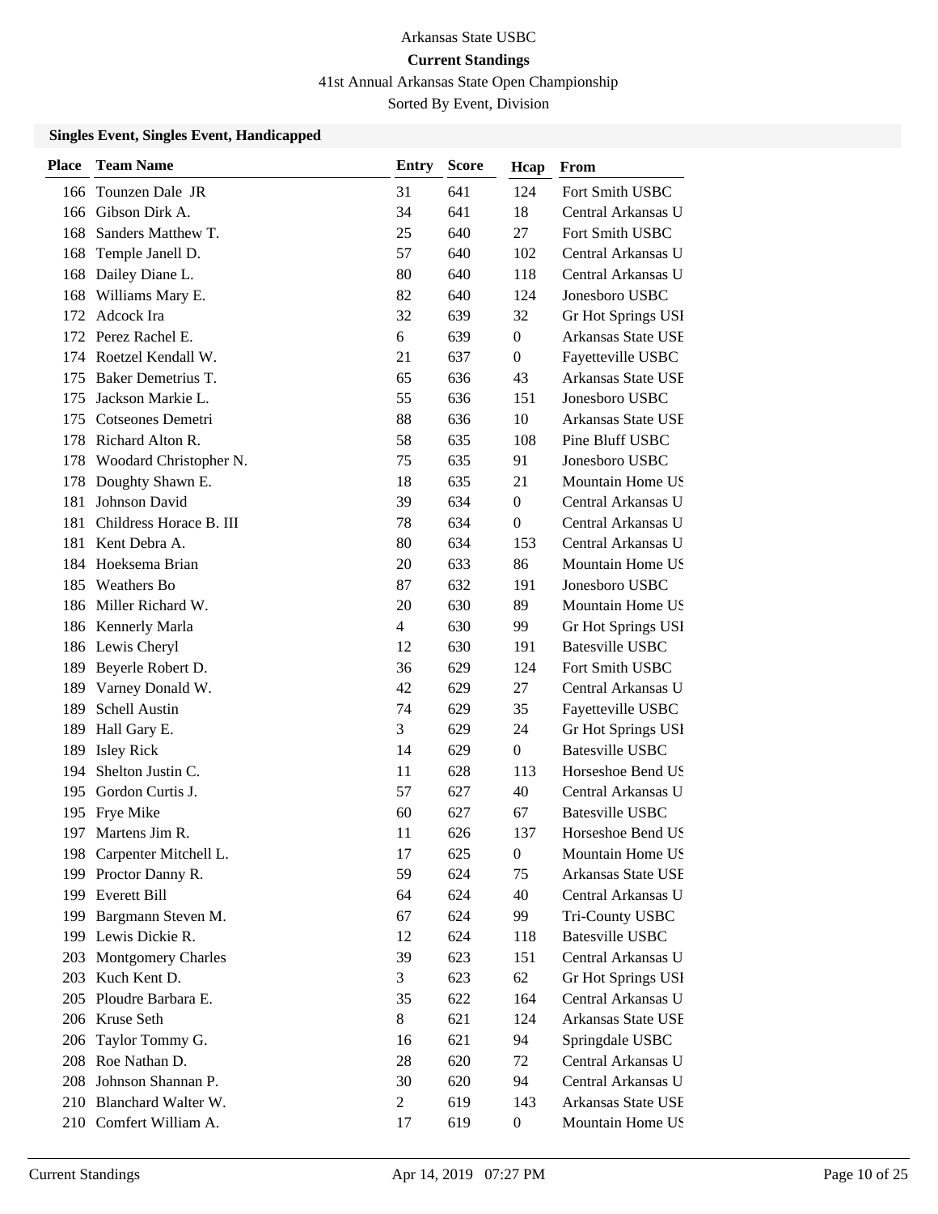Arkansas State USBC

**Current Standings**

41st Annual Arkansas State Open Championship

Sorted By Event, Division

### Singles Event, Singles Event, Handicapped

| Place | Team Name | Entry | Score | Hcap | From |
|---|---|---|---|---|---|
| 166 | Tounzen Dale JR | 31 | 641 | 124 | Fort Smith USBC |
| 166 | Gibson Dirk A. | 34 | 641 | 18 | Central Arkansas U |
| 168 | Sanders Matthew T. | 25 | 640 | 27 | Fort Smith USBC |
| 168 | Temple Janell D. | 57 | 640 | 102 | Central Arkansas U |
| 168 | Dailey Diane L. | 80 | 640 | 118 | Central Arkansas U |
| 168 | Williams Mary E. | 82 | 640 | 124 | Jonesboro USBC |
| 172 | Adcock Ira | 32 | 639 | 32 | Gr Hot Springs USI |
| 172 | Perez Rachel E. | 6 | 639 | 0 | Arkansas State USE |
| 174 | Roetzel Kendall W. | 21 | 637 | 0 | Fayetteville USBC |
| 175 | Baker Demetrius T. | 65 | 636 | 43 | Arkansas State USE |
| 175 | Jackson Markie L. | 55 | 636 | 151 | Jonesboro USBC |
| 175 | Cotseones Demetri | 88 | 636 | 10 | Arkansas State USE |
| 178 | Richard Alton R. | 58 | 635 | 108 | Pine Bluff USBC |
| 178 | Woodard Christopher N. | 75 | 635 | 91 | Jonesboro USBC |
| 178 | Doughty Shawn E. | 18 | 635 | 21 | Mountain Home US |
| 181 | Johnson David | 39 | 634 | 0 | Central Arkansas U |
| 181 | Childress Horace B. III | 78 | 634 | 0 | Central Arkansas U |
| 181 | Kent Debra A. | 80 | 634 | 153 | Central Arkansas U |
| 184 | Hoeksema Brian | 20 | 633 | 86 | Mountain Home US |
| 185 | Weathers Bo | 87 | 632 | 191 | Jonesboro USBC |
| 186 | Miller Richard W. | 20 | 630 | 89 | Mountain Home US |
| 186 | Kennerly Marla | 4 | 630 | 99 | Gr Hot Springs USI |
| 186 | Lewis Cheryl | 12 | 630 | 191 | Batesville USBC |
| 189 | Beyerle Robert D. | 36 | 629 | 124 | Fort Smith USBC |
| 189 | Varney Donald W. | 42 | 629 | 27 | Central Arkansas U |
| 189 | Schell Austin | 74 | 629 | 35 | Fayetteville USBC |
| 189 | Hall Gary E. | 3 | 629 | 24 | Gr Hot Springs USI |
| 189 | Isley Rick | 14 | 629 | 0 | Batesville USBC |
| 194 | Shelton Justin C. | 11 | 628 | 113 | Horseshoe Bend US |
| 195 | Gordon Curtis J. | 57 | 627 | 40 | Central Arkansas U |
| 195 | Frye Mike | 60 | 627 | 67 | Batesville USBC |
| 197 | Martens Jim R. | 11 | 626 | 137 | Horseshoe Bend US |
| 198 | Carpenter Mitchell L. | 17 | 625 | 0 | Mountain Home US |
| 199 | Proctor Danny R. | 59 | 624 | 75 | Arkansas State USE |
| 199 | Everett Bill | 64 | 624 | 40 | Central Arkansas U |
| 199 | Bargmann Steven M. | 67 | 624 | 99 | Tri-County USBC |
| 199 | Lewis Dickie R. | 12 | 624 | 118 | Batesville USBC |
| 203 | Montgomery Charles | 39 | 623 | 151 | Central Arkansas U |
| 203 | Kuch Kent D. | 3 | 623 | 62 | Gr Hot Springs USI |
| 205 | Ploudre Barbara E. | 35 | 622 | 164 | Central Arkansas U |
| 206 | Kruse Seth | 8 | 621 | 124 | Arkansas State USE |
| 206 | Taylor Tommy G. | 16 | 621 | 94 | Springdale USBC |
| 208 | Roe Nathan D. | 28 | 620 | 72 | Central Arkansas U |
| 208 | Johnson Shannan P. | 30 | 620 | 94 | Central Arkansas U |
| 210 | Blanchard Walter W. | 2 | 619 | 143 | Arkansas State USE |
| 210 | Comfert William A. | 17 | 619 | 0 | Mountain Home US |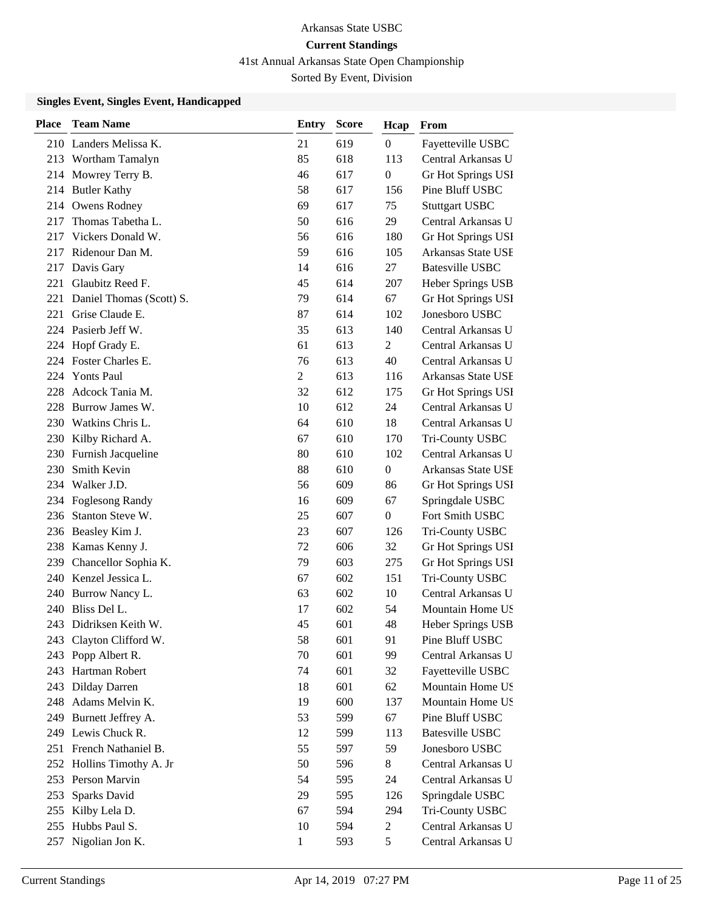Arkansas State USBC

**Current Standings**

41st Annual Arkansas State Open Championship

Sorted By Event, Division

### Singles Event, Singles Event, Handicapped

| Place | Team Name | Entry | Score | Hcap | From |
|---|---|---|---|---|---|
| 210 | Landers Melissa K. | 21 | 619 | 0 | Fayetteville USBC |
| 213 | Wortham Tamalyn | 85 | 618 | 113 | Central Arkansas U |
| 214 | Mowrey Terry B. | 46 | 617 | 0 | Gr Hot Springs USI |
| 214 | Butler Kathy | 58 | 617 | 156 | Pine Bluff USBC |
| 214 | Owens Rodney | 69 | 617 | 75 | Stuttgart USBC |
| 217 | Thomas Tabetha L. | 50 | 616 | 29 | Central Arkansas U |
| 217 | Vickers Donald W. | 56 | 616 | 180 | Gr Hot Springs USI |
| 217 | Ridenour Dan M. | 59 | 616 | 105 | Arkansas State USE |
| 217 | Davis Gary | 14 | 616 | 27 | Batesville USBC |
| 221 | Glaubitz Reed F. | 45 | 614 | 207 | Heber Springs USB |
| 221 | Daniel Thomas (Scott) S. | 79 | 614 | 67 | Gr Hot Springs USI |
| 221 | Grise Claude E. | 87 | 614 | 102 | Jonesboro USBC |
| 224 | Pasierb Jeff W. | 35 | 613 | 140 | Central Arkansas U |
| 224 | Hopf Grady E. | 61 | 613 | 2 | Central Arkansas U |
| 224 | Foster Charles E. | 76 | 613 | 40 | Central Arkansas U |
| 224 | Yonts Paul | 2 | 613 | 116 | Arkansas State USE |
| 228 | Adcock Tania M. | 32 | 612 | 175 | Gr Hot Springs USI |
| 228 | Burrow James W. | 10 | 612 | 24 | Central Arkansas U |
| 230 | Watkins Chris L. | 64 | 610 | 18 | Central Arkansas U |
| 230 | Kilby Richard A. | 67 | 610 | 170 | Tri-County USBC |
| 230 | Furnish Jacqueline | 80 | 610 | 102 | Central Arkansas U |
| 230 | Smith Kevin | 88 | 610 | 0 | Arkansas State USE |
| 234 | Walker J.D. | 56 | 609 | 86 | Gr Hot Springs USI |
| 234 | Foglesong Randy | 16 | 609 | 67 | Springdale USBC |
| 236 | Stanton Steve W. | 25 | 607 | 0 | Fort Smith USBC |
| 236 | Beasley Kim J. | 23 | 607 | 126 | Tri-County USBC |
| 238 | Kamas Kenny J. | 72 | 606 | 32 | Gr Hot Springs USI |
| 239 | Chancellor Sophia K. | 79 | 603 | 275 | Gr Hot Springs USI |
| 240 | Kenzel Jessica L. | 67 | 602 | 151 | Tri-County USBC |
| 240 | Burrow Nancy L. | 63 | 602 | 10 | Central Arkansas U |
| 240 | Bliss Del L. | 17 | 602 | 54 | Mountain Home US |
| 243 | Didriksen Keith W. | 45 | 601 | 48 | Heber Springs USB |
| 243 | Clayton Clifford W. | 58 | 601 | 91 | Pine Bluff USBC |
| 243 | Popp Albert R. | 70 | 601 | 99 | Central Arkansas U |
| 243 | Hartman Robert | 74 | 601 | 32 | Fayetteville USBC |
| 243 | Dilday Darren | 18 | 601 | 62 | Mountain Home US |
| 248 | Adams Melvin K. | 19 | 600 | 137 | Mountain Home US |
| 249 | Burnett Jeffrey A. | 53 | 599 | 67 | Pine Bluff USBC |
| 249 | Lewis Chuck R. | 12 | 599 | 113 | Batesville USBC |
| 251 | French Nathaniel B. | 55 | 597 | 59 | Jonesboro USBC |
| 252 | Hollins Timothy A. Jr | 50 | 596 | 8 | Central Arkansas U |
| 253 | Person Marvin | 54 | 595 | 24 | Central Arkansas U |
| 253 | Sparks David | 29 | 595 | 126 | Springdale USBC |
| 255 | Kilby Lela D. | 67 | 594 | 294 | Tri-County USBC |
| 255 | Hubbs Paul S. | 10 | 594 | 2 | Central Arkansas U |
| 257 | Nigolian Jon K. | 1 | 593 | 5 | Central Arkansas U |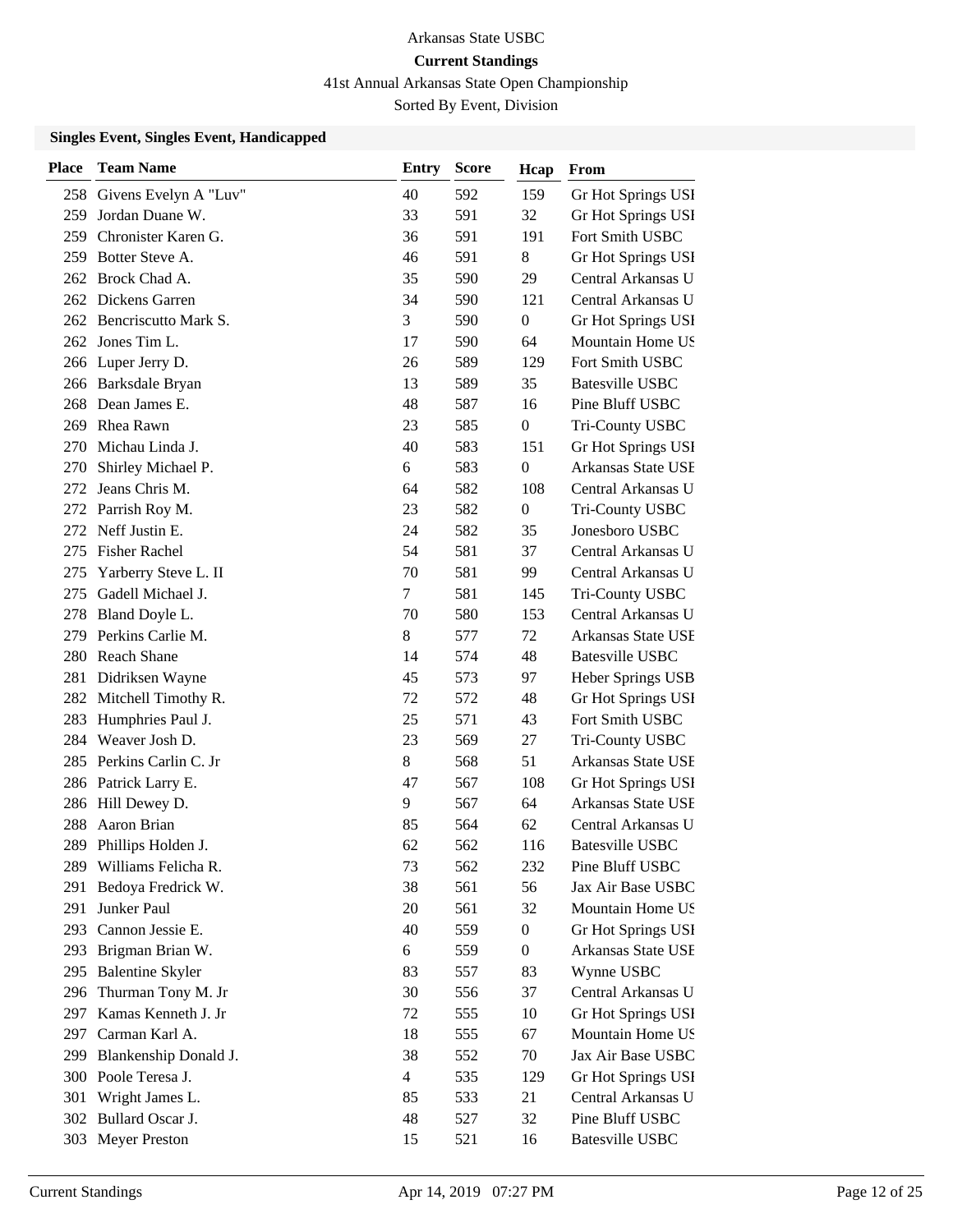Arkansas State USBC

**Current Standings**

41st Annual Arkansas State Open Championship

Sorted By Event, Division

### Singles Event, Singles Event, Handicapped

| Place | Team Name | Entry | Score | Hcap | From |
|---|---|---|---|---|---|
| 258 | Givens Evelyn A "Luv" | 40 | 592 | 159 | Gr Hot Springs USI |
| 259 | Jordan Duane W. | 33 | 591 | 32 | Gr Hot Springs USI |
| 259 | Chronister Karen G. | 36 | 591 | 191 | Fort Smith USBC |
| 259 | Botter Steve A. | 46 | 591 | 8 | Gr Hot Springs USI |
| 262 | Brock Chad A. | 35 | 590 | 29 | Central Arkansas U |
| 262 | Dickens Garren | 34 | 590 | 121 | Central Arkansas U |
| 262 | Bencriscutto Mark S. | 3 | 590 | 0 | Gr Hot Springs USI |
| 262 | Jones Tim L. | 17 | 590 | 64 | Mountain Home US |
| 266 | Luper Jerry D. | 26 | 589 | 129 | Fort Smith USBC |
| 266 | Barksdale Bryan | 13 | 589 | 35 | Batesville USBC |
| 268 | Dean James E. | 48 | 587 | 16 | Pine Bluff USBC |
| 269 | Rhea Rawn | 23 | 585 | 0 | Tri-County USBC |
| 270 | Michau Linda J. | 40 | 583 | 151 | Gr Hot Springs USI |
| 270 | Shirley Michael P. | 6 | 583 | 0 | Arkansas State USE |
| 272 | Jeans Chris M. | 64 | 582 | 108 | Central Arkansas U |
| 272 | Parrish Roy M. | 23 | 582 | 0 | Tri-County USBC |
| 272 | Neff Justin E. | 24 | 582 | 35 | Jonesboro USBC |
| 275 | Fisher Rachel | 54 | 581 | 37 | Central Arkansas U |
| 275 | Yarberry Steve L. II | 70 | 581 | 99 | Central Arkansas U |
| 275 | Gadell Michael J. | 7 | 581 | 145 | Tri-County USBC |
| 278 | Bland Doyle L. | 70 | 580 | 153 | Central Arkansas U |
| 279 | Perkins Carlie M. | 8 | 577 | 72 | Arkansas State USE |
| 280 | Reach Shane | 14 | 574 | 48 | Batesville USBC |
| 281 | Didriksen Wayne | 45 | 573 | 97 | Heber Springs USB |
| 282 | Mitchell Timothy R. | 72 | 572 | 48 | Gr Hot Springs USI |
| 283 | Humphries Paul J. | 25 | 571 | 43 | Fort Smith USBC |
| 284 | Weaver Josh D. | 23 | 569 | 27 | Tri-County USBC |
| 285 | Perkins Carlin C. Jr | 8 | 568 | 51 | Arkansas State USE |
| 286 | Patrick Larry E. | 47 | 567 | 108 | Gr Hot Springs USI |
| 286 | Hill Dewey D. | 9 | 567 | 64 | Arkansas State USE |
| 288 | Aaron Brian | 85 | 564 | 62 | Central Arkansas U |
| 289 | Phillips Holden J. | 62 | 562 | 116 | Batesville USBC |
| 289 | Williams Felicha R. | 73 | 562 | 232 | Pine Bluff USBC |
| 291 | Bedoya Fredrick W. | 38 | 561 | 56 | Jax Air Base USBC |
| 291 | Junker Paul | 20 | 561 | 32 | Mountain Home US |
| 293 | Cannon Jessie E. | 40 | 559 | 0 | Gr Hot Springs USI |
| 293 | Brigman Brian W. | 6 | 559 | 0 | Arkansas State USE |
| 295 | Balentine Skyler | 83 | 557 | 83 | Wynne USBC |
| 296 | Thurman Tony M. Jr | 30 | 556 | 37 | Central Arkansas U |
| 297 | Kamas Kenneth J. Jr | 72 | 555 | 10 | Gr Hot Springs USI |
| 297 | Carman Karl A. | 18 | 555 | 67 | Mountain Home US |
| 299 | Blankenship Donald J. | 38 | 552 | 70 | Jax Air Base USBC |
| 300 | Poole Teresa J. | 4 | 535 | 129 | Gr Hot Springs USI |
| 301 | Wright James L. | 85 | 533 | 21 | Central Arkansas U |
| 302 | Bullard Oscar J. | 48 | 527 | 32 | Pine Bluff USBC |
| 303 | Meyer Preston | 15 | 521 | 16 | Batesville USBC |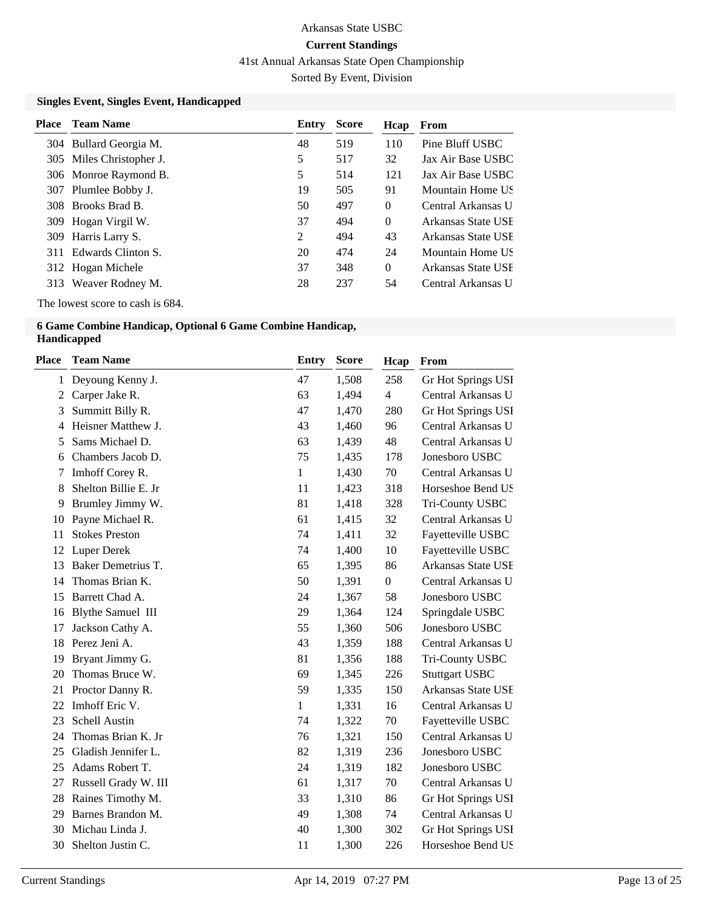Arkansas State USBC

**Current Standings**

41st Annual Arkansas State Open Championship

Sorted By Event, Division

### Singles Event, Singles Event, Handicapped

| Place | Team Name | Entry | Score | Hcap | From |
|---|---|---|---|---|---|
| 304 | Bullard Georgia M. | 48 | 519 | 110 | Pine Bluff USBC |
| 305 | Miles Christopher J. | 5 | 517 | 32 | Jax Air Base USBC |
| 306 | Monroe Raymond B. | 5 | 514 | 121 | Jax Air Base USBC |
| 307 | Plumlee Bobby J. | 19 | 505 | 91 | Mountain Home US |
| 308 | Brooks Brad B. | 50 | 497 | 0 | Central Arkansas U |
| 309 | Hogan Virgil W. | 37 | 494 | 0 | Arkansas State USE |
| 309 | Harris Larry S. | 2 | 494 | 43 | Arkansas State USE |
| 311 | Edwards Clinton S. | 20 | 474 | 24 | Mountain Home US |
| 312 | Hogan Michele | 37 | 348 | 0 | Arkansas State USE |
| 313 | Weaver Rodney M. | 28 | 237 | 54 | Central Arkansas U |

The lowest score to cash is 684.

### 6 Game Combine Handicap, Optional 6 Game Combine Handicap, Handicapped

| Place | Team Name | Entry | Score | Hcap | From |
|---|---|---|---|---|---|
| 1 | Deyoung Kenny J. | 47 | 1,508 | 258 | Gr Hot Springs USI |
| 2 | Carper Jake R. | 63 | 1,494 | 4 | Central Arkansas U |
| 3 | Summitt Billy R. | 47 | 1,470 | 280 | Gr Hot Springs USI |
| 4 | Heisner Matthew J. | 43 | 1,460 | 96 | Central Arkansas U |
| 5 | Sams Michael D. | 63 | 1,439 | 48 | Central Arkansas U |
| 6 | Chambers Jacob D. | 75 | 1,435 | 178 | Jonesboro USBC |
| 7 | Imhoff Corey R. | 1 | 1,430 | 70 | Central Arkansas U |
| 8 | Shelton Billie E. Jr | 11 | 1,423 | 318 | Horseshoe Bend US |
| 9 | Brumley Jimmy W. | 81 | 1,418 | 328 | Tri-County USBC |
| 10 | Payne Michael R. | 61 | 1,415 | 32 | Central Arkansas U |
| 11 | Stokes Preston | 74 | 1,411 | 32 | Fayetteville USBC |
| 12 | Luper Derek | 74 | 1,400 | 10 | Fayetteville USBC |
| 13 | Baker Demetrius T. | 65 | 1,395 | 86 | Arkansas State USE |
| 14 | Thomas Brian K. | 50 | 1,391 | 0 | Central Arkansas U |
| 15 | Barrett Chad A. | 24 | 1,367 | 58 | Jonesboro USBC |
| 16 | Blythe Samuel III | 29 | 1,364 | 124 | Springdale USBC |
| 17 | Jackson Cathy A. | 55 | 1,360 | 506 | Jonesboro USBC |
| 18 | Perez Jeni A. | 43 | 1,359 | 188 | Central Arkansas U |
| 19 | Bryant Jimmy G. | 81 | 1,356 | 188 | Tri-County USBC |
| 20 | Thomas Bruce W. | 69 | 1,345 | 226 | Stuttgart USBC |
| 21 | Proctor Danny R. | 59 | 1,335 | 150 | Arkansas State USE |
| 22 | Imhoff Eric V. | 1 | 1,331 | 16 | Central Arkansas U |
| 23 | Schell Austin | 74 | 1,322 | 70 | Fayetteville USBC |
| 24 | Thomas Brian K. Jr | 76 | 1,321 | 150 | Central Arkansas U |
| 25 | Gladish Jennifer L. | 82 | 1,319 | 236 | Jonesboro USBC |
| 25 | Adams Robert T. | 24 | 1,319 | 182 | Jonesboro USBC |
| 27 | Russell Grady W. III | 61 | 1,317 | 70 | Central Arkansas U |
| 28 | Raines Timothy M. | 33 | 1,310 | 86 | Gr Hot Springs USI |
| 29 | Barnes Brandon M. | 49 | 1,308 | 74 | Central Arkansas U |
| 30 | Michau Linda J. | 40 | 1,300 | 302 | Gr Hot Springs USI |
| 30 | Shelton Justin C. | 11 | 1,300 | 226 | Horseshoe Bend US |

Current Standings Apr 14, 2019 07:27 PM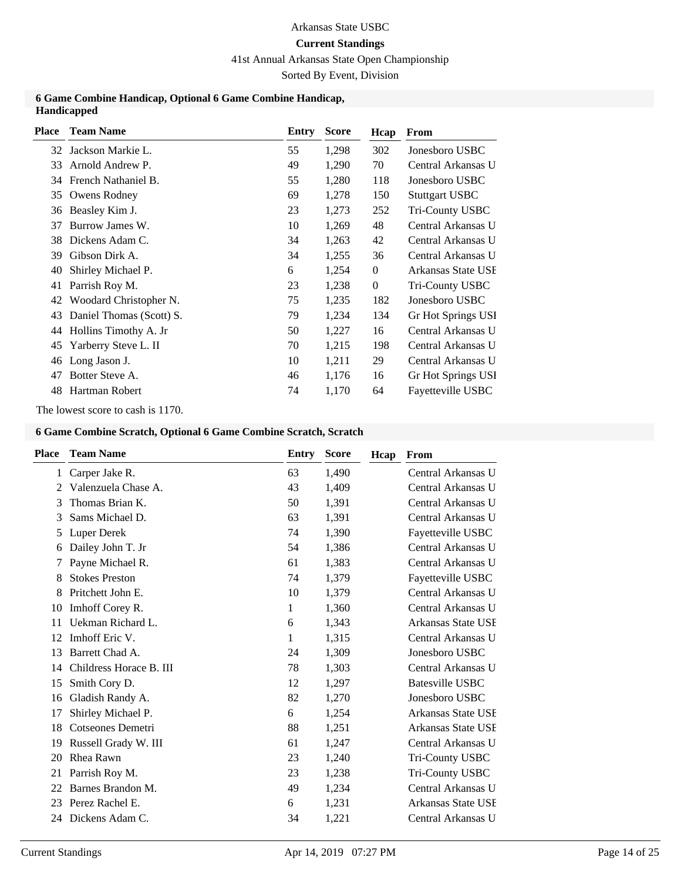Arkansas State USBC

**Current Standings**

41st Annual Arkansas State Open Championship

Sorted By Event, Division

### 6 Game Combine Handicap, Optional 6 Game Combine Handicap, Handicapped

| Place | Team Name | Entry | Score | Hcap | From |
|---|---|---|---|---|---|
| 32 | Jackson Markie L. | 55 | 1,298 | 302 | Jonesboro USBC |
| 33 | Arnold Andrew P. | 49 | 1,290 | 70 | Central Arkansas U |
| 34 | French Nathaniel B. | 55 | 1,280 | 118 | Jonesboro USBC |
| 35 | Owens Rodney | 69 | 1,278 | 150 | Stuttgart USBC |
| 36 | Beasley Kim J. | 23 | 1,273 | 252 | Tri-County USBC |
| 37 | Burrow James W. | 10 | 1,269 | 48 | Central Arkansas U |
| 38 | Dickens Adam C. | 34 | 1,263 | 42 | Central Arkansas U |
| 39 | Gibson Dirk A. | 34 | 1,255 | 36 | Central Arkansas U |
| 40 | Shirley Michael P. | 6 | 1,254 | 0 | Arkansas State USE |
| 41 | Parrish Roy M. | 23 | 1,238 | 0 | Tri-County USBC |
| 42 | Woodard Christopher N. | 75 | 1,235 | 182 | Jonesboro USBC |
| 43 | Daniel Thomas (Scott) S. | 79 | 1,234 | 134 | Gr Hot Springs USI |
| 44 | Hollins Timothy A. Jr | 50 | 1,227 | 16 | Central Arkansas U |
| 45 | Yarberry Steve L. II | 70 | 1,215 | 198 | Central Arkansas U |
| 46 | Long Jason J. | 10 | 1,211 | 29 | Central Arkansas U |
| 47 | Botter Steve A. | 46 | 1,176 | 16 | Gr Hot Springs USI |
| 48 | Hartman Robert | 74 | 1,170 | 64 | Fayetteville USBC |

The lowest score to cash is 1170.

### 6 Game Combine Scratch, Optional 6 Game Combine Scratch, Scratch

| Place | Team Name | Entry | Score | Hcap | From |
|---|---|---|---|---|---|
| 1 | Carper Jake R. | 63 | 1,490 | | Central Arkansas U |
| 2 | Valenzuela Chase A. | 43 | 1,409 | | Central Arkansas U |
| 3 | Thomas Brian K. | 50 | 1,391 | | Central Arkansas U |
| 3 | Sams Michael D. | 63 | 1,391 | | Central Arkansas U |
| 5 | Luper Derek | 74 | 1,390 | | Fayetteville USBC |
| 6 | Dailey John T. Jr | 54 | 1,386 | | Central Arkansas U |
| 7 | Payne Michael R. | 61 | 1,383 | | Central Arkansas U |
| 8 | Stokes Preston | 74 | 1,379 | | Fayetteville USBC |
| 8 | Pritchett John E. | 10 | 1,379 | | Central Arkansas U |
| 10 | Imhoff Corey R. | 1 | 1,360 | | Central Arkansas U |
| 11 | Uekman Richard L. | 6 | 1,343 | | Arkansas State USE |
| 12 | Imhoff Eric V. | 1 | 1,315 | | Central Arkansas U |
| 13 | Barrett Chad A. | 24 | 1,309 | | Jonesboro USBC |
| 14 | Childress Horace B. III | 78 | 1,303 | | Central Arkansas U |
| 15 | Smith Cory D. | 12 | 1,297 | | Batesville USBC |
| 16 | Gladish Randy A. | 82 | 1,270 | | Jonesboro USBC |
| 17 | Shirley Michael P. | 6 | 1,254 | | Arkansas State USE |
| 18 | Cotseones Demetri | 88 | 1,251 | | Arkansas State USE |
| 19 | Russell Grady W. III | 61 | 1,247 | | Central Arkansas U |
| 20 | Rhea Rawn | 23 | 1,240 | | Tri-County USBC |
| 21 | Parrish Roy M. | 23 | 1,238 | | Tri-County USBC |
| 22 | Barnes Brandon M. | 49 | 1,234 | | Central Arkansas U |
| 23 | Perez Rachel E. | 6 | 1,231 | | Arkansas State USE |
| 24 | Dickens Adam C. | 34 | 1,221 | | Central Arkansas U |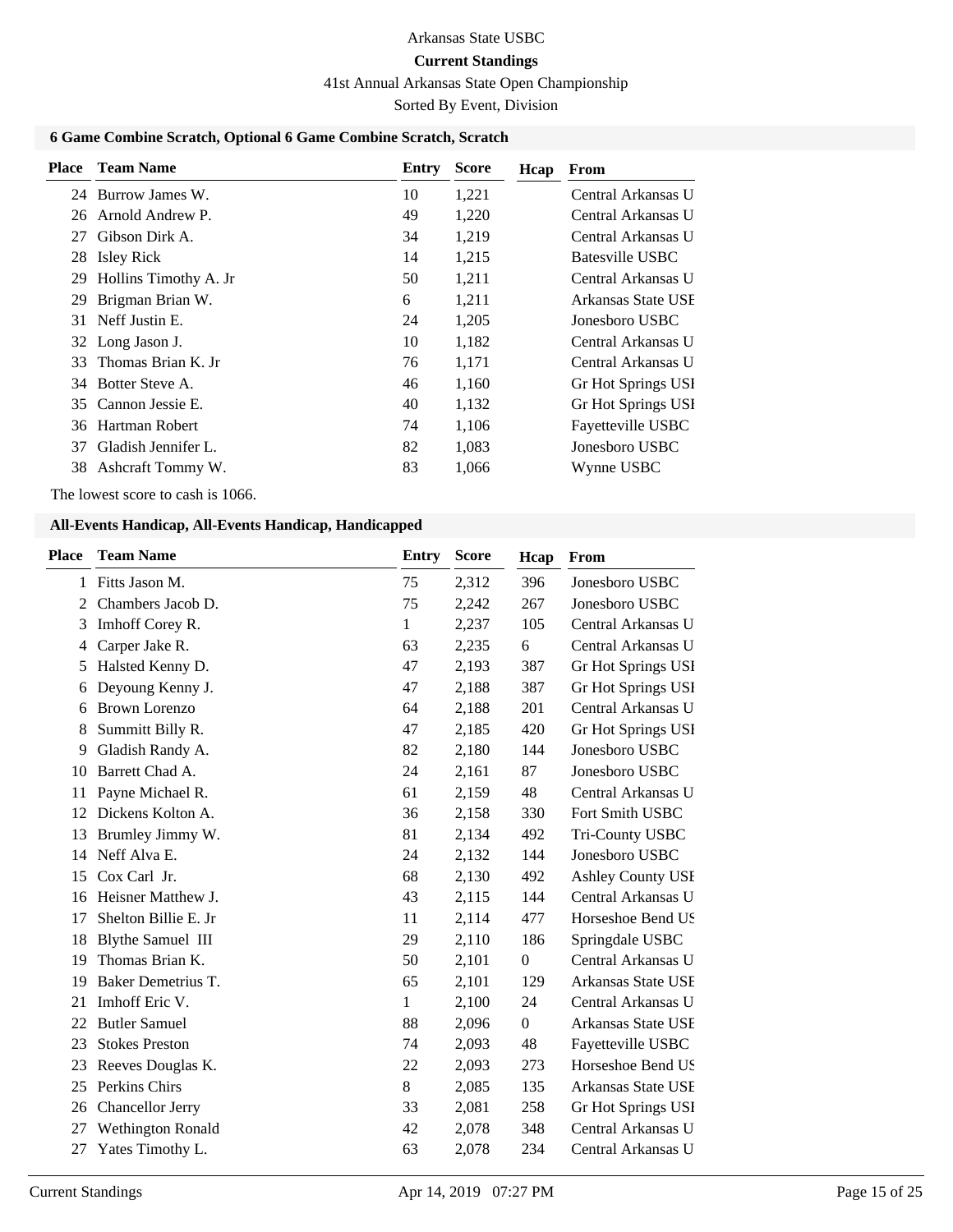Arkansas State USBC

**Current Standings**

41st Annual Arkansas State Open Championship

Sorted By Event, Division

### 6 Game Combine Scratch, Optional 6 Game Combine Scratch, Scratch

| Place | Team Name | Entry | Score | Hcap | From |
|---|---|---|---|---|---|
| 24 | Burrow James W. | 10 | 1,221 | | Central Arkansas U |
| 26 | Arnold Andrew P. | 49 | 1,220 | | Central Arkansas U |
| 27 | Gibson Dirk A. | 34 | 1,219 | | Central Arkansas U |
| 28 | Isley Rick | 14 | 1,215 | | Batesville USBC |
| 29 | Hollins Timothy A. Jr | 50 | 1,211 | | Central Arkansas U |
| 29 | Brigman Brian W. | 6 | 1,211 | | Arkansas State USE |
| 31 | Neff Justin E. | 24 | 1,205 | | Jonesboro USBC |
| 32 | Long Jason J. | 10 | 1,182 | | Central Arkansas U |
| 33 | Thomas Brian K. Jr | 76 | 1,171 | | Central Arkansas U |
| 34 | Botter Steve A. | 46 | 1,160 | | Gr Hot Springs USI |
| 35 | Cannon Jessie E. | 40 | 1,132 | | Gr Hot Springs USI |
| 36 | Hartman Robert | 74 | 1,106 | | Fayetteville USBC |
| 37 | Gladish Jennifer L. | 82 | 1,083 | | Jonesboro USBC |
| 38 | Ashcraft Tommy W. | 83 | 1,066 | | Wynne USBC |

The lowest score to cash is 1066.

### All-Events Handicap, All-Events Handicap, Handicapped

| Place | Team Name | Entry | Score | Hcap | From |
|---|---|---|---|---|---|
| 1 | Fitts Jason M. | 75 | 2,312 | 396 | Jonesboro USBC |
| 2 | Chambers Jacob D. | 75 | 2,242 | 267 | Jonesboro USBC |
| 3 | Imhoff Corey R. | 1 | 2,237 | 105 | Central Arkansas U |
| 4 | Carper Jake R. | 63 | 2,235 | 6 | Central Arkansas U |
| 5 | Halsted Kenny D. | 47 | 2,193 | 387 | Gr Hot Springs USI |
| 6 | Deyoung Kenny J. | 47 | 2,188 | 387 | Gr Hot Springs USI |
| 6 | Brown Lorenzo | 64 | 2,188 | 201 | Central Arkansas U |
| 8 | Summitt Billy R. | 47 | 2,185 | 420 | Gr Hot Springs USI |
| 9 | Gladish Randy A. | 82 | 2,180 | 144 | Jonesboro USBC |
| 10 | Barrett Chad A. | 24 | 2,161 | 87 | Jonesboro USBC |
| 11 | Payne Michael R. | 61 | 2,159 | 48 | Central Arkansas U |
| 12 | Dickens Kolton A. | 36 | 2,158 | 330 | Fort Smith USBC |
| 13 | Brumley Jimmy W. | 81 | 2,134 | 492 | Tri-County USBC |
| 14 | Neff Alva E. | 24 | 2,132 | 144 | Jonesboro USBC |
| 15 | Cox Carl Jr. | 68 | 2,130 | 492 | Ashley County USE |
| 16 | Heisner Matthew J. | 43 | 2,115 | 144 | Central Arkansas U |
| 17 | Shelton Billie E. Jr | 11 | 2,114 | 477 | Horseshoe Bend US |
| 18 | Blythe Samuel III | 29 | 2,110 | 186 | Springdale USBC |
| 19 | Thomas Brian K. | 50 | 2,101 | 0 | Central Arkansas U |
| 19 | Baker Demetrius T. | 65 | 2,101 | 129 | Arkansas State USE |
| 21 | Imhoff Eric V. | 1 | 2,100 | 24 | Central Arkansas U |
| 22 | Butler Samuel | 88 | 2,096 | 0 | Arkansas State USE |
| 23 | Stokes Preston | 74 | 2,093 | 48 | Fayetteville USBC |
| 23 | Reeves Douglas K. | 22 | 2,093 | 273 | Horseshoe Bend US |
| 25 | Perkins Chirs | 8 | 2,085 | 135 | Arkansas State USE |
| 26 | Chancellor Jerry | 33 | 2,081 | 258 | Gr Hot Springs USI |
| 27 | Wethington Ronald | 42 | 2,078 | 348 | Central Arkansas U |
| 27 | Yates Timothy L. | 63 | 2,078 | 234 | Central Arkansas U |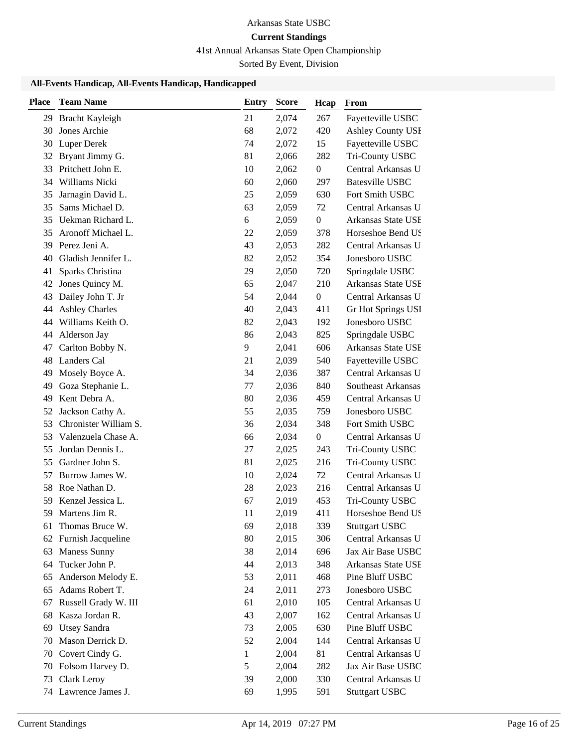Arkansas State USBC

**Current Standings**

41st Annual Arkansas State Open Championship

Sorted By Event, Division

### All-Events Handicap, All-Events Handicap, Handicapped

| Place | Team Name | Entry | Score | Hcap | From |
|---|---|---|---|---|---|
| 29 | Bracht Kayleigh | 21 | 2,074 | 267 | Fayetteville USBC |
| 30 | Jones Archie | 68 | 2,072 | 420 | Ashley County USE |
| 30 | Luper Derek | 74 | 2,072 | 15 | Fayetteville USBC |
| 32 | Bryant Jimmy G. | 81 | 2,066 | 282 | Tri-County USBC |
| 33 | Pritchett John E. | 10 | 2,062 | 0 | Central Arkansas U |
| 34 | Williams Nicki | 60 | 2,060 | 297 | Batesville USBC |
| 35 | Jarnagin David L. | 25 | 2,059 | 630 | Fort Smith USBC |
| 35 | Sams Michael D. | 63 | 2,059 | 72 | Central Arkansas U |
| 35 | Uekman Richard L. | 6 | 2,059 | 0 | Arkansas State USE |
| 35 | Aronoff Michael L. | 22 | 2,059 | 378 | Horseshoe Bend US |
| 39 | Perez Jeni A. | 43 | 2,053 | 282 | Central Arkansas U |
| 40 | Gladish Jennifer L. | 82 | 2,052 | 354 | Jonesboro USBC |
| 41 | Sparks Christina | 29 | 2,050 | 720 | Springdale USBC |
| 42 | Jones Quincy M. | 65 | 2,047 | 210 | Arkansas State USE |
| 43 | Dailey John T. Jr | 54 | 2,044 | 0 | Central Arkansas U |
| 44 | Ashley Charles | 40 | 2,043 | 411 | Gr Hot Springs USI |
| 44 | Williams Keith O. | 82 | 2,043 | 192 | Jonesboro USBC |
| 44 | Alderson Jay | 86 | 2,043 | 825 | Springdale USBC |
| 47 | Carlton Bobby N. | 9 | 2,041 | 606 | Arkansas State USE |
| 48 | Landers Cal | 21 | 2,039 | 540 | Fayetteville USBC |
| 49 | Mosely Boyce A. | 34 | 2,036 | 387 | Central Arkansas U |
| 49 | Goza Stephanie L. | 77 | 2,036 | 840 | Southeast Arkansas |
| 49 | Kent Debra A. | 80 | 2,036 | 459 | Central Arkansas U |
| 52 | Jackson Cathy A. | 55 | 2,035 | 759 | Jonesboro USBC |
| 53 | Chronister William S. | 36 | 2,034 | 348 | Fort Smith USBC |
| 53 | Valenzuela Chase A. | 66 | 2,034 | 0 | Central Arkansas U |
| 55 | Jordan Dennis L. | 27 | 2,025 | 243 | Tri-County USBC |
| 55 | Gardner John S. | 81 | 2,025 | 216 | Tri-County USBC |
| 57 | Burrow James W. | 10 | 2,024 | 72 | Central Arkansas U |
| 58 | Roe Nathan D. | 28 | 2,023 | 216 | Central Arkansas U |
| 59 | Kenzel Jessica L. | 67 | 2,019 | 453 | Tri-County USBC |
| 59 | Martens Jim R. | 11 | 2,019 | 411 | Horseshoe Bend US |
| 61 | Thomas Bruce W. | 69 | 2,018 | 339 | Stuttgart USBC |
| 62 | Furnish Jacqueline | 80 | 2,015 | 306 | Central Arkansas U |
| 63 | Maness Sunny | 38 | 2,014 | 696 | Jax Air Base USBC |
| 64 | Tucker John P. | 44 | 2,013 | 348 | Arkansas State USE |
| 65 | Anderson Melody E. | 53 | 2,011 | 468 | Pine Bluff USBC |
| 65 | Adams Robert T. | 24 | 2,011 | 273 | Jonesboro USBC |
| 67 | Russell Grady W. III | 61 | 2,010 | 105 | Central Arkansas U |
| 68 | Kasza Jordan R. | 43 | 2,007 | 162 | Central Arkansas U |
| 69 | Utsey Sandra | 73 | 2,005 | 630 | Pine Bluff USBC |
| 70 | Mason Derrick D. | 52 | 2,004 | 144 | Central Arkansas U |
| 70 | Covert Cindy G. | 1 | 2,004 | 81 | Central Arkansas U |
| 70 | Folsom Harvey D. | 5 | 2,004 | 282 | Jax Air Base USBC |
| 73 | Clark Leroy | 39 | 2,000 | 330 | Central Arkansas U |
| 74 | Lawrence James J. | 69 | 1,995 | 591 | Stuttgart USBC |

Current Standings | Apr 14, 2019 07:27 PM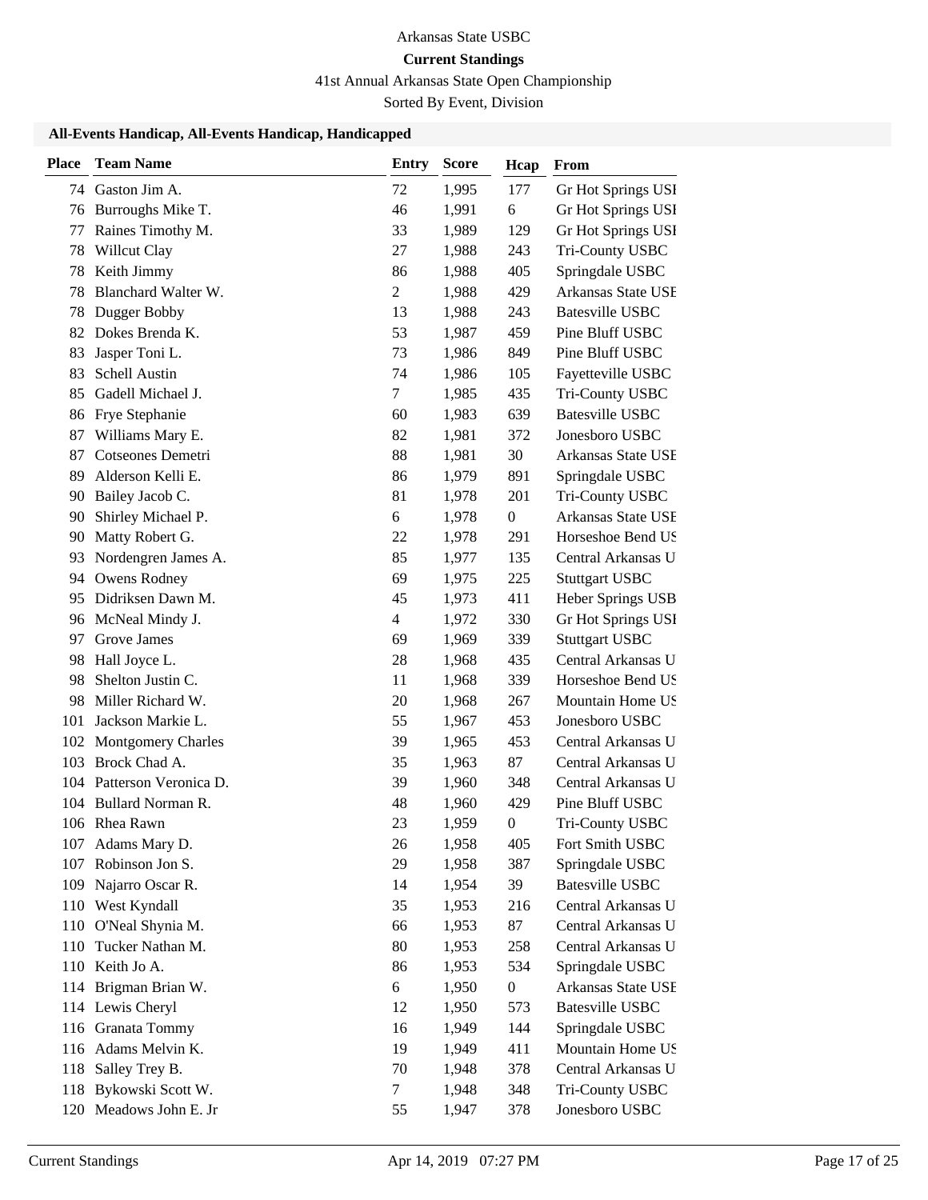# Arkansas State USBC

## Current Standings

41st Annual Arkansas State Open Championship

Sorted By Event, Division

### All-Events Handicap, All-Events Handicap, Handicapped

| Place | Team Name | Entry | Score | Hcap | From |
|---|---|---|---|---|---|
| 74 | Gaston Jim A. | 72 | 1,995 | 177 | Gr Hot Springs USI |
| 76 | Burroughs Mike T. | 46 | 1,991 | 6 | Gr Hot Springs USI |
| 77 | Raines Timothy M. | 33 | 1,989 | 129 | Gr Hot Springs USI |
| 78 | Willcut Clay | 27 | 1,988 | 243 | Tri-County USBC |
| 78 | Keith Jimmy | 86 | 1,988 | 405 | Springdale USBC |
| 78 | Blanchard Walter W. | 2 | 1,988 | 429 | Arkansas State USE |
| 78 | Dugger Bobby | 13 | 1,988 | 243 | Batesville USBC |
| 82 | Dokes Brenda K. | 53 | 1,987 | 459 | Pine Bluff USBC |
| 83 | Jasper Toni L. | 73 | 1,986 | 849 | Pine Bluff USBC |
| 83 | Schell Austin | 74 | 1,986 | 105 | Fayetteville USBC |
| 85 | Gadell Michael J. | 7 | 1,985 | 435 | Tri-County USBC |
| 86 | Frye Stephanie | 60 | 1,983 | 639 | Batesville USBC |
| 87 | Williams Mary E. | 82 | 1,981 | 372 | Jonesboro USBC |
| 87 | Cotseones Demetri | 88 | 1,981 | 30 | Arkansas State USE |
| 89 | Alderson Kelli E. | 86 | 1,979 | 891 | Springdale USBC |
| 90 | Bailey Jacob C. | 81 | 1,978 | 201 | Tri-County USBC |
| 90 | Shirley Michael P. | 6 | 1,978 | 0 | Arkansas State USE |
| 90 | Matty Robert G. | 22 | 1,978 | 291 | Horseshoe Bend US |
| 93 | Nordengren James A. | 85 | 1,977 | 135 | Central Arkansas U |
| 94 | Owens Rodney | 69 | 1,975 | 225 | Stuttgart USBC |
| 95 | Didriksen Dawn M. | 45 | 1,973 | 411 | Heber Springs USB |
| 96 | McNeal Mindy J. | 4 | 1,972 | 330 | Gr Hot Springs USI |
| 97 | Grove James | 69 | 1,969 | 339 | Stuttgart USBC |
| 98 | Hall Joyce L. | 28 | 1,968 | 435 | Central Arkansas U |
| 98 | Shelton Justin C. | 11 | 1,968 | 339 | Horseshoe Bend US |
| 98 | Miller Richard W. | 20 | 1,968 | 267 | Mountain Home US |
| 101 | Jackson Markie L. | 55 | 1,967 | 453 | Jonesboro USBC |
| 102 | Montgomery Charles | 39 | 1,965 | 453 | Central Arkansas U |
| 103 | Brock Chad A. | 35 | 1,963 | 87 | Central Arkansas U |
| 104 | Patterson Veronica D. | 39 | 1,960 | 348 | Central Arkansas U |
| 104 | Bullard Norman R. | 48 | 1,960 | 429 | Pine Bluff USBC |
| 106 | Rhea Rawn | 23 | 1,959 | 0 | Tri-County USBC |
| 107 | Adams Mary D. | 26 | 1,958 | 405 | Fort Smith USBC |
| 107 | Robinson Jon S. | 29 | 1,958 | 387 | Springdale USBC |
| 109 | Najarro Oscar R. | 14 | 1,954 | 39 | Batesville USBC |
| 110 | West Kyndall | 35 | 1,953 | 216 | Central Arkansas U |
| 110 | O'Neal Shynia M. | 66 | 1,953 | 87 | Central Arkansas U |
| 110 | Tucker Nathan M. | 80 | 1,953 | 258 | Central Arkansas U |
| 110 | Keith Jo A. | 86 | 1,953 | 534 | Springdale USBC |
| 114 | Brigman Brian W. | 6 | 1,950 | 0 | Arkansas State USE |
| 114 | Lewis Cheryl | 12 | 1,950 | 573 | Batesville USBC |
| 116 | Granata Tommy | 16 | 1,949 | 144 | Springdale USBC |
| 116 | Adams Melvin K. | 19 | 1,949 | 411 | Mountain Home US |
| 118 | Salley Trey B. | 70 | 1,948 | 378 | Central Arkansas U |
| 118 | Bykowski Scott W. | 7 | 1,948 | 348 | Tri-County USBC |
| 120 | Meadows John E. Jr | 55 | 1,947 | 378 | Jonesboro USBC |

Current Standings Apr 14, 2019 07:27 PM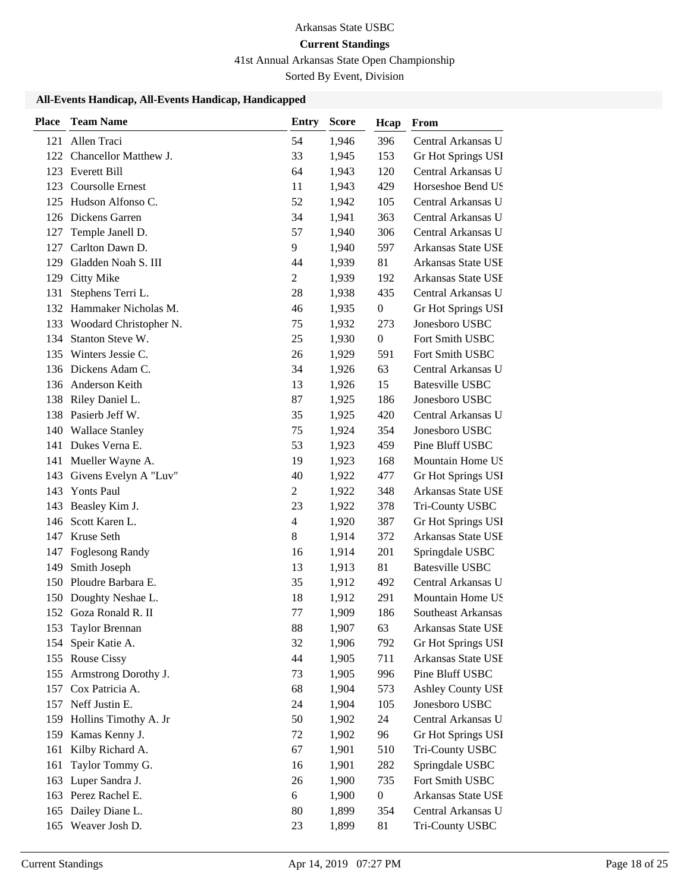Arkansas State USBC

**Current Standings**

41st Annual Arkansas State Open Championship

Sorted By Event, Division

### All-Events Handicap, All-Events Handicap, Handicapped

| Place | Team Name | Entry | Score | Hcap | From |
|---|---|---|---|---|---|
| 121 | Allen Traci | 54 | 1,946 | 396 | Central Arkansas U |
| 122 | Chancellor Matthew J. | 33 | 1,945 | 153 | Gr Hot Springs USI |
| 123 | Everett Bill | 64 | 1,943 | 120 | Central Arkansas U |
| 123 | Coursolle Ernest | 11 | 1,943 | 429 | Horseshoe Bend US |
| 125 | Hudson Alfonso C. | 52 | 1,942 | 105 | Central Arkansas U |
| 126 | Dickens Garren | 34 | 1,941 | 363 | Central Arkansas U |
| 127 | Temple Janell D. | 57 | 1,940 | 306 | Central Arkansas U |
| 127 | Carlton Dawn D. | 9 | 1,940 | 597 | Arkansas State USE |
| 129 | Gladden Noah S. III | 44 | 1,939 | 81 | Arkansas State USE |
| 129 | Citty Mike | 2 | 1,939 | 192 | Arkansas State USE |
| 131 | Stephens Terri L. | 28 | 1,938 | 435 | Central Arkansas U |
| 132 | Hammaker Nicholas M. | 46 | 1,935 | 0 | Gr Hot Springs USI |
| 133 | Woodard Christopher N. | 75 | 1,932 | 273 | Jonesboro USBC |
| 134 | Stanton Steve W. | 25 | 1,930 | 0 | Fort Smith USBC |
| 135 | Winters Jessie C. | 26 | 1,929 | 591 | Fort Smith USBC |
| 136 | Dickens Adam C. | 34 | 1,926 | 63 | Central Arkansas U |
| 136 | Anderson Keith | 13 | 1,926 | 15 | Batesville USBC |
| 138 | Riley Daniel L. | 87 | 1,925 | 186 | Jonesboro USBC |
| 138 | Pasierb Jeff W. | 35 | 1,925 | 420 | Central Arkansas U |
| 140 | Wallace Stanley | 75 | 1,924 | 354 | Jonesboro USBC |
| 141 | Dukes Verna E. | 53 | 1,923 | 459 | Pine Bluff USBC |
| 141 | Mueller Wayne A. | 19 | 1,923 | 168 | Mountain Home US |
| 143 | Givens Evelyn A "Luv" | 40 | 1,922 | 477 | Gr Hot Springs USI |
| 143 | Yonts Paul | 2 | 1,922 | 348 | Arkansas State USE |
| 143 | Beasley Kim J. | 23 | 1,922 | 378 | Tri-County USBC |
| 146 | Scott Karen L. | 4 | 1,920 | 387 | Gr Hot Springs USI |
| 147 | Kruse Seth | 8 | 1,914 | 372 | Arkansas State USE |
| 147 | Foglesong Randy | 16 | 1,914 | 201 | Springdale USBC |
| 149 | Smith Joseph | 13 | 1,913 | 81 | Batesville USBC |
| 150 | Ploudre Barbara E. | 35 | 1,912 | 492 | Central Arkansas U |
| 150 | Doughty Neshae L. | 18 | 1,912 | 291 | Mountain Home US |
| 152 | Goza Ronald R. II | 77 | 1,909 | 186 | Southeast Arkansas |
| 153 | Taylor Brennan | 88 | 1,907 | 63 | Arkansas State USE |
| 154 | Speir Katie A. | 32 | 1,906 | 792 | Gr Hot Springs USI |
| 155 | Rouse Cissy | 44 | 1,905 | 711 | Arkansas State USE |
| 155 | Armstrong Dorothy J. | 73 | 1,905 | 996 | Pine Bluff USBC |
| 157 | Cox Patricia A. | 68 | 1,904 | 573 | Ashley County USE |
| 157 | Neff Justin E. | 24 | 1,904 | 105 | Jonesboro USBC |
| 159 | Hollins Timothy A. Jr | 50 | 1,902 | 24 | Central Arkansas U |
| 159 | Kamas Kenny J. | 72 | 1,902 | 96 | Gr Hot Springs USI |
| 161 | Kilby Richard A. | 67 | 1,901 | 510 | Tri-County USBC |
| 161 | Taylor Tommy G. | 16 | 1,901 | 282 | Springdale USBC |
| 163 | Luper Sandra J. | 26 | 1,900 | 735 | Fort Smith USBC |
| 163 | Perez Rachel E. | 6 | 1,900 | 0 | Arkansas State USE |
| 165 | Dailey Diane L. | 80 | 1,899 | 354 | Central Arkansas U |
| 165 | Weaver Josh D. | 23 | 1,899 | 81 | Tri-County USBC |

Current Standings Apr 14, 2019 07:27 PM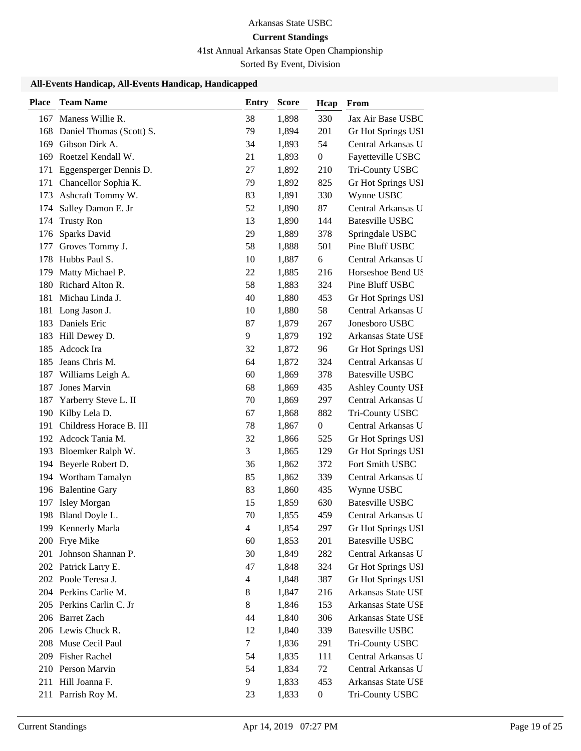Arkansas State USBC

**Current Standings**

41st Annual Arkansas State Open Championship

Sorted By Event, Division

### All-Events Handicap, All-Events Handicap, Handicapped

| Place | Team Name | Entry | Score | Hcap | From |
|---|---|---|---|---|---|
| 167 | Maness Willie R. | 38 | 1,898 | 330 | Jax Air Base USBC |
| 168 | Daniel Thomas (Scott) S. | 79 | 1,894 | 201 | Gr Hot Springs USI |
| 169 | Gibson Dirk A. | 34 | 1,893 | 54 | Central Arkansas U |
| 169 | Roetzel Kendall W. | 21 | 1,893 | 0 | Fayetteville USBC |
| 171 | Eggensperger Dennis D. | 27 | 1,892 | 210 | Tri-County USBC |
| 171 | Chancellor Sophia K. | 79 | 1,892 | 825 | Gr Hot Springs USI |
| 173 | Ashcraft Tommy W. | 83 | 1,891 | 330 | Wynne USBC |
| 174 | Salley Damon E. Jr | 52 | 1,890 | 87 | Central Arkansas U |
| 174 | Trusty Ron | 13 | 1,890 | 144 | Batesville USBC |
| 176 | Sparks David | 29 | 1,889 | 378 | Springdale USBC |
| 177 | Groves Tommy J. | 58 | 1,888 | 501 | Pine Bluff USBC |
| 178 | Hubbs Paul S. | 10 | 1,887 | 6 | Central Arkansas U |
| 179 | Matty Michael P. | 22 | 1,885 | 216 | Horseshoe Bend US |
| 180 | Richard Alton R. | 58 | 1,883 | 324 | Pine Bluff USBC |
| 181 | Michau Linda J. | 40 | 1,880 | 453 | Gr Hot Springs USI |
| 181 | Long Jason J. | 10 | 1,880 | 58 | Central Arkansas U |
| 183 | Daniels Eric | 87 | 1,879 | 267 | Jonesboro USBC |
| 183 | Hill Dewey D. | 9 | 1,879 | 192 | Arkansas State USE |
| 185 | Adcock Ira | 32 | 1,872 | 96 | Gr Hot Springs USI |
| 185 | Jeans Chris M. | 64 | 1,872 | 324 | Central Arkansas U |
| 187 | Williams Leigh A. | 60 | 1,869 | 378 | Batesville USBC |
| 187 | Jones Marvin | 68 | 1,869 | 435 | Ashley County USE |
| 187 | Yarberry Steve L. II | 70 | 1,869 | 297 | Central Arkansas U |
| 190 | Kilby Lela D. | 67 | 1,868 | 882 | Tri-County USBC |
| 191 | Childress Horace B. III | 78 | 1,867 | 0 | Central Arkansas U |
| 192 | Adcock Tania M. | 32 | 1,866 | 525 | Gr Hot Springs USI |
| 193 | Bloemker Ralph W. | 3 | 1,865 | 129 | Gr Hot Springs USI |
| 194 | Beyerle Robert D. | 36 | 1,862 | 372 | Fort Smith USBC |
| 194 | Wortham Tamalyn | 85 | 1,862 | 339 | Central Arkansas U |
| 196 | Balentine Gary | 83 | 1,860 | 435 | Wynne USBC |
| 197 | Isley Morgan | 15 | 1,859 | 630 | Batesville USBC |
| 198 | Bland Doyle L. | 70 | 1,855 | 459 | Central Arkansas U |
| 199 | Kennerly Marla | 4 | 1,854 | 297 | Gr Hot Springs USI |
| 200 | Frye Mike | 60 | 1,853 | 201 | Batesville USBC |
| 201 | Johnson Shannan P. | 30 | 1,849 | 282 | Central Arkansas U |
| 202 | Patrick Larry E. | 47 | 1,848 | 324 | Gr Hot Springs USI |
| 202 | Poole Teresa J. | 4 | 1,848 | 387 | Gr Hot Springs USI |
| 204 | Perkins Carlie M. | 8 | 1,847 | 216 | Arkansas State USE |
| 205 | Perkins Carlin C. Jr | 8 | 1,846 | 153 | Arkansas State USE |
| 206 | Barret Zach | 44 | 1,840 | 306 | Arkansas State USE |
| 206 | Lewis Chuck R. | 12 | 1,840 | 339 | Batesville USBC |
| 208 | Muse Cecil Paul | 7 | 1,836 | 291 | Tri-County USBC |
| 209 | Fisher Rachel | 54 | 1,835 | 111 | Central Arkansas U |
| 210 | Person Marvin | 54 | 1,834 | 72 | Central Arkansas U |
| 211 | Hill Joanna F. | 9 | 1,833 | 453 | Arkansas State USE |
| 211 | Parrish Roy M. | 23 | 1,833 | 0 | Tri-County USBC |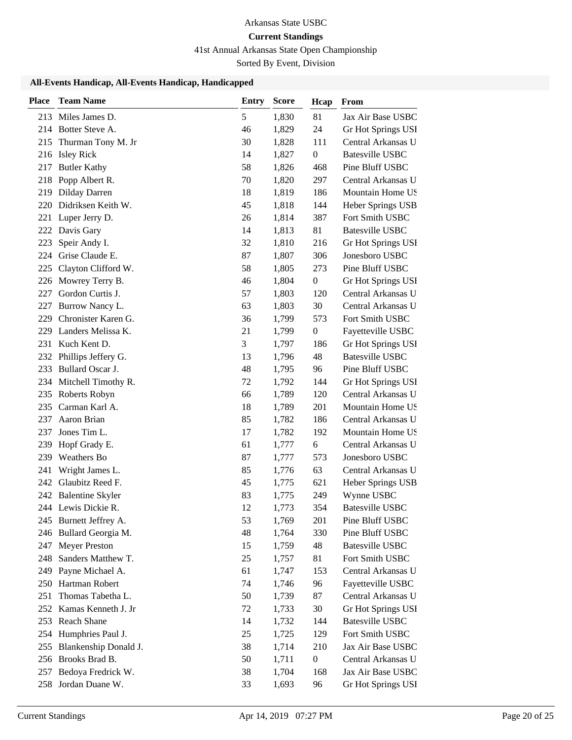Arkansas State USBC

**Current Standings**

41st Annual Arkansas State Open Championship

Sorted By Event, Division

### All-Events Handicap, All-Events Handicap, Handicapped

| Place | Team Name | Entry | Score | Hcap | From |
|---|---|---|---|---|---|
| 213 | Miles James D. | 5 | 1,830 | 81 | Jax Air Base USBC |
| 214 | Botter Steve A. | 46 | 1,829 | 24 | Gr Hot Springs USI |
| 215 | Thurman Tony M. Jr | 30 | 1,828 | 111 | Central Arkansas U |
| 216 | Isley Rick | 14 | 1,827 | 0 | Batesville USBC |
| 217 | Butler Kathy | 58 | 1,826 | 468 | Pine Bluff USBC |
| 218 | Popp Albert R. | 70 | 1,820 | 297 | Central Arkansas U |
| 219 | Dilday Darren | 18 | 1,819 | 186 | Mountain Home US |
| 220 | Didriksen Keith W. | 45 | 1,818 | 144 | Heber Springs USB |
| 221 | Luper Jerry D. | 26 | 1,814 | 387 | Fort Smith USBC |
| 222 | Davis Gary | 14 | 1,813 | 81 | Batesville USBC |
| 223 | Speir Andy I. | 32 | 1,810 | 216 | Gr Hot Springs USI |
| 224 | Grise Claude E. | 87 | 1,807 | 306 | Jonesboro USBC |
| 225 | Clayton Clifford W. | 58 | 1,805 | 273 | Pine Bluff USBC |
| 226 | Mowrey Terry B. | 46 | 1,804 | 0 | Gr Hot Springs USI |
| 227 | Gordon Curtis J. | 57 | 1,803 | 120 | Central Arkansas U |
| 227 | Burrow Nancy L. | 63 | 1,803 | 30 | Central Arkansas U |
| 229 | Chronister Karen G. | 36 | 1,799 | 573 | Fort Smith USBC |
| 229 | Landers Melissa K. | 21 | 1,799 | 0 | Fayetteville USBC |
| 231 | Kuch Kent D. | 3 | 1,797 | 186 | Gr Hot Springs USI |
| 232 | Phillips Jeffery G. | 13 | 1,796 | 48 | Batesville USBC |
| 233 | Bullard Oscar J. | 48 | 1,795 | 96 | Pine Bluff USBC |
| 234 | Mitchell Timothy R. | 72 | 1,792 | 144 | Gr Hot Springs USI |
| 235 | Roberts Robyn | 66 | 1,789 | 120 | Central Arkansas U |
| 235 | Carman Karl A. | 18 | 1,789 | 201 | Mountain Home US |
| 237 | Aaron Brian | 85 | 1,782 | 186 | Central Arkansas U |
| 237 | Jones Tim L. | 17 | 1,782 | 192 | Mountain Home US |
| 239 | Hopf Grady E. | 61 | 1,777 | 6 | Central Arkansas U |
| 239 | Weathers Bo | 87 | 1,777 | 573 | Jonesboro USBC |
| 241 | Wright James L. | 85 | 1,776 | 63 | Central Arkansas U |
| 242 | Glaubitz Reed F. | 45 | 1,775 | 621 | Heber Springs USB |
| 242 | Balentine Skyler | 83 | 1,775 | 249 | Wynne USBC |
| 244 | Lewis Dickie R. | 12 | 1,773 | 354 | Batesville USBC |
| 245 | Burnett Jeffrey A. | 53 | 1,769 | 201 | Pine Bluff USBC |
| 246 | Bullard Georgia M. | 48 | 1,764 | 330 | Pine Bluff USBC |
| 247 | Meyer Preston | 15 | 1,759 | 48 | Batesville USBC |
| 248 | Sanders Matthew T. | 25 | 1,757 | 81 | Fort Smith USBC |
| 249 | Payne Michael A. | 61 | 1,747 | 153 | Central Arkansas U |
| 250 | Hartman Robert | 74 | 1,746 | 96 | Fayetteville USBC |
| 251 | Thomas Tabetha L. | 50 | 1,739 | 87 | Central Arkansas U |
| 252 | Kamas Kenneth J. Jr | 72 | 1,733 | 30 | Gr Hot Springs USI |
| 253 | Reach Shane | 14 | 1,732 | 144 | Batesville USBC |
| 254 | Humphries Paul J. | 25 | 1,725 | 129 | Fort Smith USBC |
| 255 | Blankenship Donald J. | 38 | 1,714 | 210 | Jax Air Base USBC |
| 256 | Brooks Brad B. | 50 | 1,711 | 0 | Central Arkansas U |
| 257 | Bedoya Fredrick W. | 38 | 1,704 | 168 | Jax Air Base USBC |
| 258 | Jordan Duane W. | 33 | 1,693 | 96 | Gr Hot Springs USI |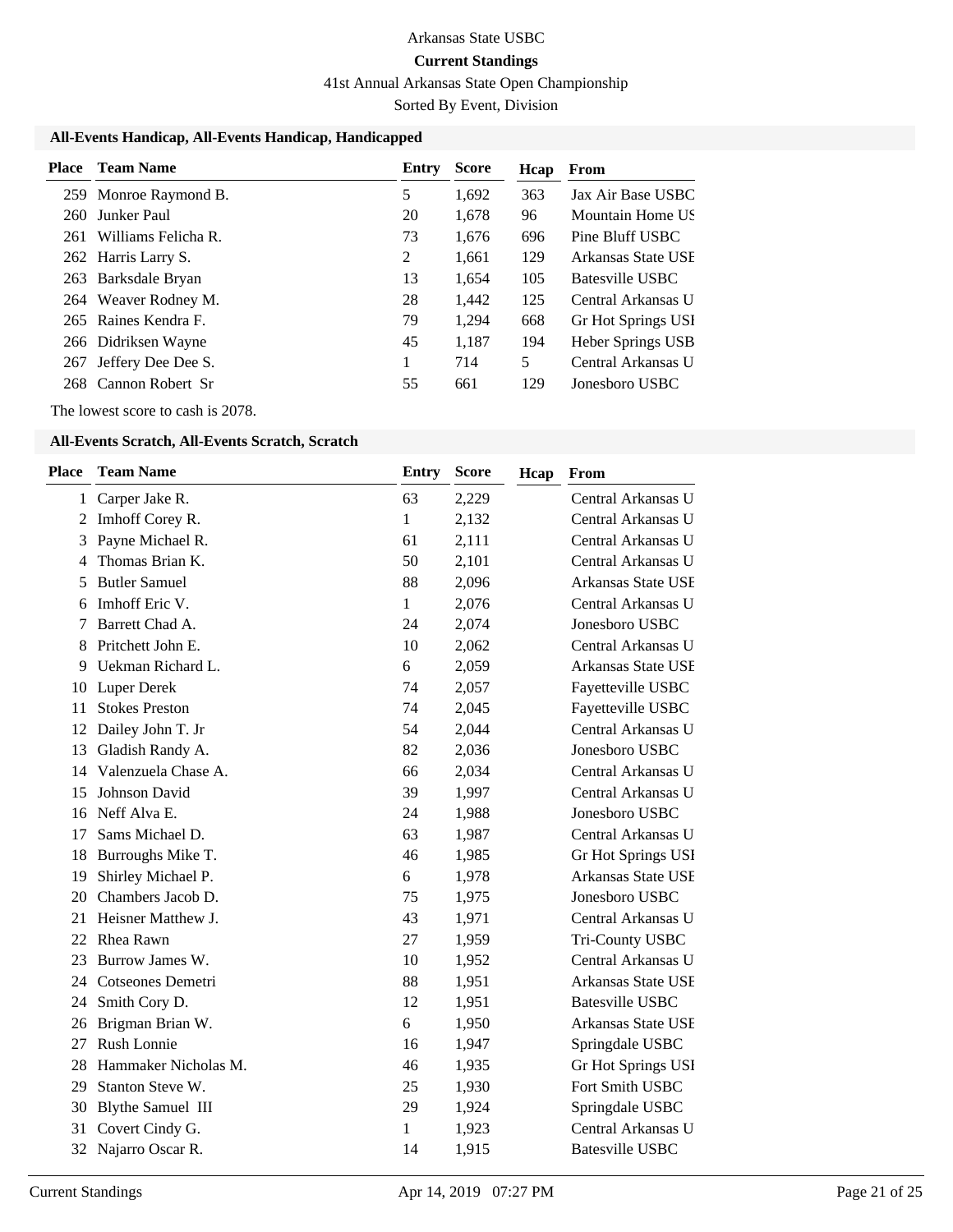Arkansas State USBC

**Current Standings**

41st Annual Arkansas State Open Championship

Sorted By Event, Division

### All-Events Handicap, All-Events Handicap, Handicapped

| Place | Team Name | Entry | Score | Hcap | From |
|---|---|---|---|---|---|
| 259 | Monroe Raymond B. | 5 | 1,692 | 363 | Jax Air Base USBC |
| 260 | Junker Paul | 20 | 1,678 | 96 | Mountain Home US |
| 261 | Williams Felicha R. | 73 | 1,676 | 696 | Pine Bluff USBC |
| 262 | Harris Larry S. | 2 | 1,661 | 129 | Arkansas State USE |
| 263 | Barksdale Bryan | 13 | 1,654 | 105 | Batesville USBC |
| 264 | Weaver Rodney M. | 28 | 1,442 | 125 | Central Arkansas U |
| 265 | Raines Kendra F. | 79 | 1,294 | 668 | Gr Hot Springs USI |
| 266 | Didriksen Wayne | 45 | 1,187 | 194 | Heber Springs USB |
| 267 | Jeffery Dee Dee S. | 1 | 714 | 5 | Central Arkansas U |
| 268 | Cannon Robert Sr | 55 | 661 | 129 | Jonesboro USBC |

The lowest score to cash is 2078.

### All-Events Scratch, All-Events Scratch, Scratch

| Place | Team Name | Entry | Score | Hcap | From |
|---|---|---|---|---|---|
| 1 | Carper Jake R. | 63 | 2,229 | | Central Arkansas U |
| 2 | Imhoff Corey R. | 1 | 2,132 | | Central Arkansas U |
| 3 | Payne Michael R. | 61 | 2,111 | | Central Arkansas U |
| 4 | Thomas Brian K. | 50 | 2,101 | | Central Arkansas U |
| 5 | Butler Samuel | 88 | 2,096 | | Arkansas State USE |
| 6 | Imhoff Eric V. | 1 | 2,076 | | Central Arkansas U |
| 7 | Barrett Chad A. | 24 | 2,074 | | Jonesboro USBC |
| 8 | Pritchett John E. | 10 | 2,062 | | Central Arkansas U |
| 9 | Uekman Richard L. | 6 | 2,059 | | Arkansas State USE |
| 10 | Luper Derek | 74 | 2,057 | | Fayetteville USBC |
| 11 | Stokes Preston | 74 | 2,045 | | Fayetteville USBC |
| 12 | Dailey John T. Jr | 54 | 2,044 | | Central Arkansas U |
| 13 | Gladish Randy A. | 82 | 2,036 | | Jonesboro USBC |
| 14 | Valenzuela Chase A. | 66 | 2,034 | | Central Arkansas U |
| 15 | Johnson David | 39 | 1,997 | | Central Arkansas U |
| 16 | Neff Alva E. | 24 | 1,988 | | Jonesboro USBC |
| 17 | Sams Michael D. | 63 | 1,987 | | Central Arkansas U |
| 18 | Burroughs Mike T. | 46 | 1,985 | | Gr Hot Springs USI |
| 19 | Shirley Michael P. | 6 | 1,978 | | Arkansas State USE |
| 20 | Chambers Jacob D. | 75 | 1,975 | | Jonesboro USBC |
| 21 | Heisner Matthew J. | 43 | 1,971 | | Central Arkansas U |
| 22 | Rhea Rawn | 27 | 1,959 | | Tri-County USBC |
| 23 | Burrow James W. | 10 | 1,952 | | Central Arkansas U |
| 24 | Cotseones Demetri | 88 | 1,951 | | Arkansas State USE |
| 24 | Smith Cory D. | 12 | 1,951 | | Batesville USBC |
| 26 | Brigman Brian W. | 6 | 1,950 | | Arkansas State USE |
| 27 | Rush Lonnie | 16 | 1,947 | | Springdale USBC |
| 28 | Hammaker Nicholas M. | 46 | 1,935 | | Gr Hot Springs USI |
| 29 | Stanton Steve W. | 25 | 1,930 | | Fort Smith USBC |
| 30 | Blythe Samuel III | 29 | 1,924 | | Springdale USBC |
| 31 | Covert Cindy G. | 1 | 1,923 | | Central Arkansas U |
| 32 | Najarro Oscar R. | 14 | 1,915 | | Batesville USBC |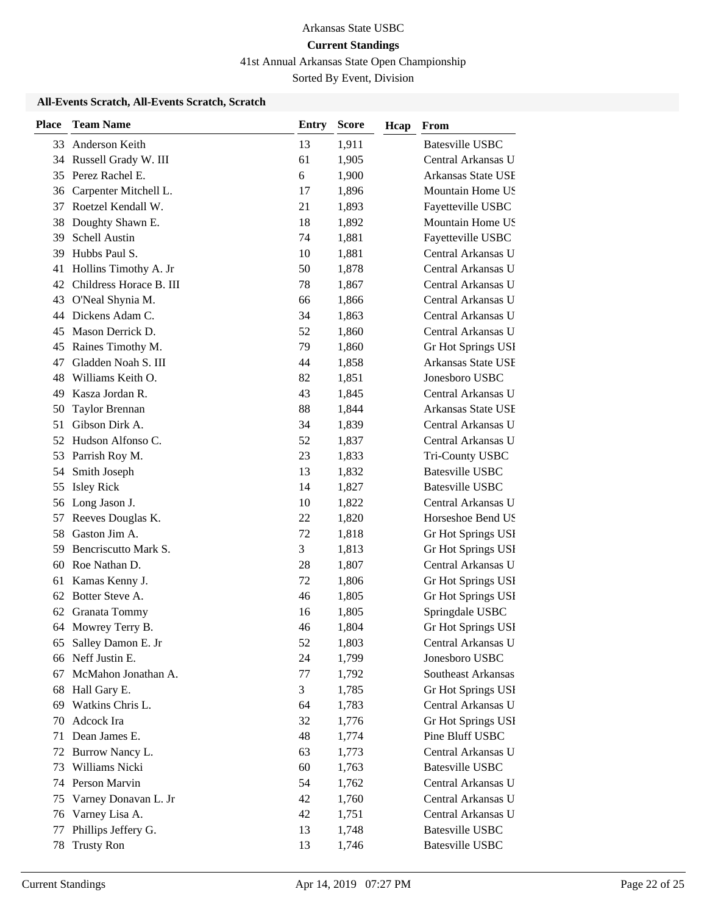Arkansas State USBC

**Current Standings**

41st Annual Arkansas State Open Championship

Sorted By Event, Division

**All-Events Scratch, All-Events Scratch, Scratch**

| Place | Team Name | Entry | Score | Hcap | From |
|---|---|---|---|---|---|
| 33 | Anderson Keith | 13 | 1,911 | | Batesville USBC |
| 34 | Russell Grady W. III | 61 | 1,905 | | Central Arkansas U |
| 35 | Perez Rachel E. | 6 | 1,900 | | Arkansas State USE |
| 36 | Carpenter Mitchell L. | 17 | 1,896 | | Mountain Home US |
| 37 | Roetzel Kendall W. | 21 | 1,893 | | Fayetteville USBC |
| 38 | Doughty Shawn E. | 18 | 1,892 | | Mountain Home US |
| 39 | Schell Austin | 74 | 1,881 | | Fayetteville USBC |
| 39 | Hubbs Paul S. | 10 | 1,881 | | Central Arkansas U |
| 41 | Hollins Timothy A. Jr | 50 | 1,878 | | Central Arkansas U |
| 42 | Childress Horace B. III | 78 | 1,867 | | Central Arkansas U |
| 43 | O'Neal Shynia M. | 66 | 1,866 | | Central Arkansas U |
| 44 | Dickens Adam C. | 34 | 1,863 | | Central Arkansas U |
| 45 | Mason Derrick D. | 52 | 1,860 | | Central Arkansas U |
| 45 | Raines Timothy M. | 79 | 1,860 | | Gr Hot Springs USI |
| 47 | Gladden Noah S. III | 44 | 1,858 | | Arkansas State USE |
| 48 | Williams Keith O. | 82 | 1,851 | | Jonesboro USBC |
| 49 | Kasza Jordan R. | 43 | 1,845 | | Central Arkansas U |
| 50 | Taylor Brennan | 88 | 1,844 | | Arkansas State USE |
| 51 | Gibson Dirk A. | 34 | 1,839 | | Central Arkansas U |
| 52 | Hudson Alfonso C. | 52 | 1,837 | | Central Arkansas U |
| 53 | Parrish Roy M. | 23 | 1,833 | | Tri-County USBC |
| 54 | Smith Joseph | 13 | 1,832 | | Batesville USBC |
| 55 | Isley Rick | 14 | 1,827 | | Batesville USBC |
| 56 | Long Jason J. | 10 | 1,822 | | Central Arkansas U |
| 57 | Reeves Douglas K. | 22 | 1,820 | | Horseshoe Bend US |
| 58 | Gaston Jim A. | 72 | 1,818 | | Gr Hot Springs USI |
| 59 | Bencriscutto Mark S. | 3 | 1,813 | | Gr Hot Springs USI |
| 60 | Roe Nathan D. | 28 | 1,807 | | Central Arkansas U |
| 61 | Kamas Kenny J. | 72 | 1,806 | | Gr Hot Springs USI |
| 62 | Botter Steve A. | 46 | 1,805 | | Gr Hot Springs USI |
| 62 | Granata Tommy | 16 | 1,805 | | Springdale USBC |
| 64 | Mowrey Terry B. | 46 | 1,804 | | Gr Hot Springs USI |
| 65 | Salley Damon E. Jr | 52 | 1,803 | | Central Arkansas U |
| 66 | Neff Justin E. | 24 | 1,799 | | Jonesboro USBC |
| 67 | McMahon Jonathan A. | 77 | 1,792 | | Southeast Arkansas |
| 68 | Hall Gary E. | 3 | 1,785 | | Gr Hot Springs USI |
| 69 | Watkins Chris L. | 64 | 1,783 | | Central Arkansas U |
| 70 | Adcock Ira | 32 | 1,776 | | Gr Hot Springs USI |
| 71 | Dean James E. | 48 | 1,774 | | Pine Bluff USBC |
| 72 | Burrow Nancy L. | 63 | 1,773 | | Central Arkansas U |
| 73 | Williams Nicki | 60 | 1,763 | | Batesville USBC |
| 74 | Person Marvin | 54 | 1,762 | | Central Arkansas U |
| 75 | Varney Donavan L. Jr | 42 | 1,760 | | Central Arkansas U |
| 76 | Varney Lisa A. | 42 | 1,751 | | Central Arkansas U |
| 77 | Phillips Jeffery G. | 13 | 1,748 | | Batesville USBC |
| 78 | Trusty Ron | 13 | 1,746 | | Batesville USBC |

Current Standings Apr 14, 2019 07:27 PM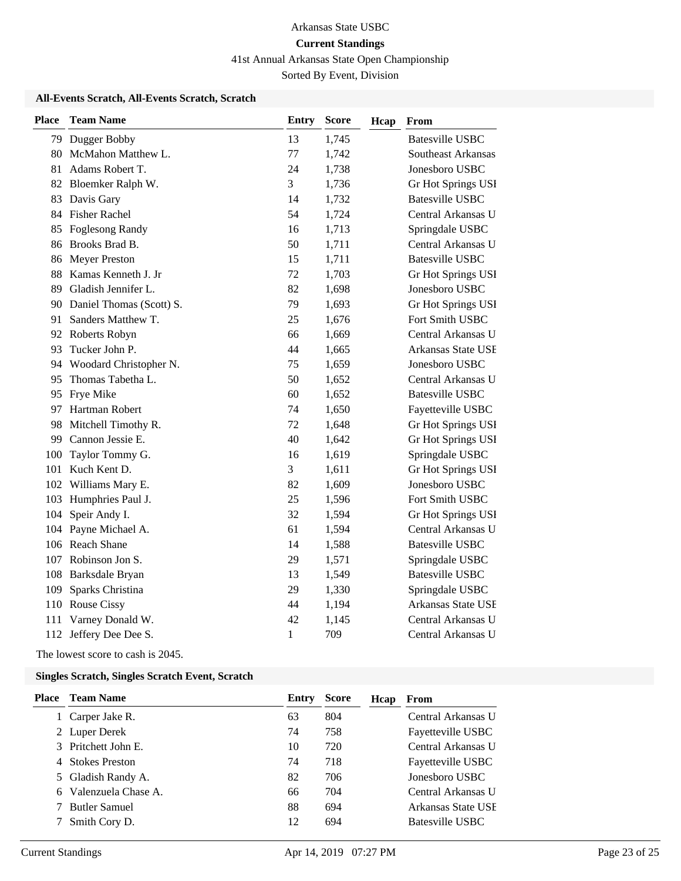Arkansas State USBC

**Current Standings**

41st Annual Arkansas State Open Championship

Sorted By Event, Division

### All-Events Scratch, All-Events Scratch, Scratch

| Place | Team Name | Entry | Score | Hcap | From |
|---|---|---|---|---|---|
| 79 | Dugger Bobby | 13 | 1,745 | | Batesville USBC |
| 80 | McMahon Matthew L. | 77 | 1,742 | | Southeast Arkansas |
| 81 | Adams Robert T. | 24 | 1,738 | | Jonesboro USBC |
| 82 | Bloemker Ralph W. | 3 | 1,736 | | Gr Hot Springs USI |
| 83 | Davis Gary | 14 | 1,732 | | Batesville USBC |
| 84 | Fisher Rachel | 54 | 1,724 | | Central Arkansas U |
| 85 | Foglesong Randy | 16 | 1,713 | | Springdale USBC |
| 86 | Brooks Brad B. | 50 | 1,711 | | Central Arkansas U |
| 86 | Meyer Preston | 15 | 1,711 | | Batesville USBC |
| 88 | Kamas Kenneth J. Jr | 72 | 1,703 | | Gr Hot Springs USI |
| 89 | Gladish Jennifer L. | 82 | 1,698 | | Jonesboro USBC |
| 90 | Daniel Thomas (Scott) S. | 79 | 1,693 | | Gr Hot Springs USI |
| 91 | Sanders Matthew T. | 25 | 1,676 | | Fort Smith USBC |
| 92 | Roberts Robyn | 66 | 1,669 | | Central Arkansas U |
| 93 | Tucker John P. | 44 | 1,665 | | Arkansas State USE |
| 94 | Woodard Christopher N. | 75 | 1,659 | | Jonesboro USBC |
| 95 | Thomas Tabetha L. | 50 | 1,652 | | Central Arkansas U |
| 95 | Frye Mike | 60 | 1,652 | | Batesville USBC |
| 97 | Hartman Robert | 74 | 1,650 | | Fayetteville USBC |
| 98 | Mitchell Timothy R. | 72 | 1,648 | | Gr Hot Springs USI |
| 99 | Cannon Jessie E. | 40 | 1,642 | | Gr Hot Springs USI |
| 100 | Taylor Tommy G. | 16 | 1,619 | | Springdale USBC |
| 101 | Kuch Kent D. | 3 | 1,611 | | Gr Hot Springs USI |
| 102 | Williams Mary E. | 82 | 1,609 | | Jonesboro USBC |
| 103 | Humphries Paul J. | 25 | 1,596 | | Fort Smith USBC |
| 104 | Speir Andy I. | 32 | 1,594 | | Gr Hot Springs USI |
| 104 | Payne Michael A. | 61 | 1,594 | | Central Arkansas U |
| 106 | Reach Shane | 14 | 1,588 | | Batesville USBC |
| 107 | Robinson Jon S. | 29 | 1,571 | | Springdale USBC |
| 108 | Barksdale Bryan | 13 | 1,549 | | Batesville USBC |
| 109 | Sparks Christina | 29 | 1,330 | | Springdale USBC |
| 110 | Rouse Cissy | 44 | 1,194 | | Arkansas State USE |
| 111 | Varney Donald W. | 42 | 1,145 | | Central Arkansas U |
| 112 | Jeffery Dee Dee S. | 1 | 709 | | Central Arkansas U |

The lowest score to cash is 2045.

### Singles Scratch, Singles Scratch Event, Scratch

| Place | Team Name | Entry | Score | Hcap | From |
|---|---|---|---|---|---|
| 1 | Carper Jake R. | 63 | 804 | | Central Arkansas U |
| 2 | Luper Derek | 74 | 758 | | Fayetteville USBC |
| 3 | Pritchett John E. | 10 | 720 | | Central Arkansas U |
| 4 | Stokes Preston | 74 | 718 | | Fayetteville USBC |
| 5 | Gladish Randy A. | 82 | 706 | | Jonesboro USBC |
| 6 | Valenzuela Chase A. | 66 | 704 | | Central Arkansas U |
| 7 | Butler Samuel | 88 | 694 | | Arkansas State USE |
| 7 | Smith Cory D. | 12 | 694 | | Batesville USBC |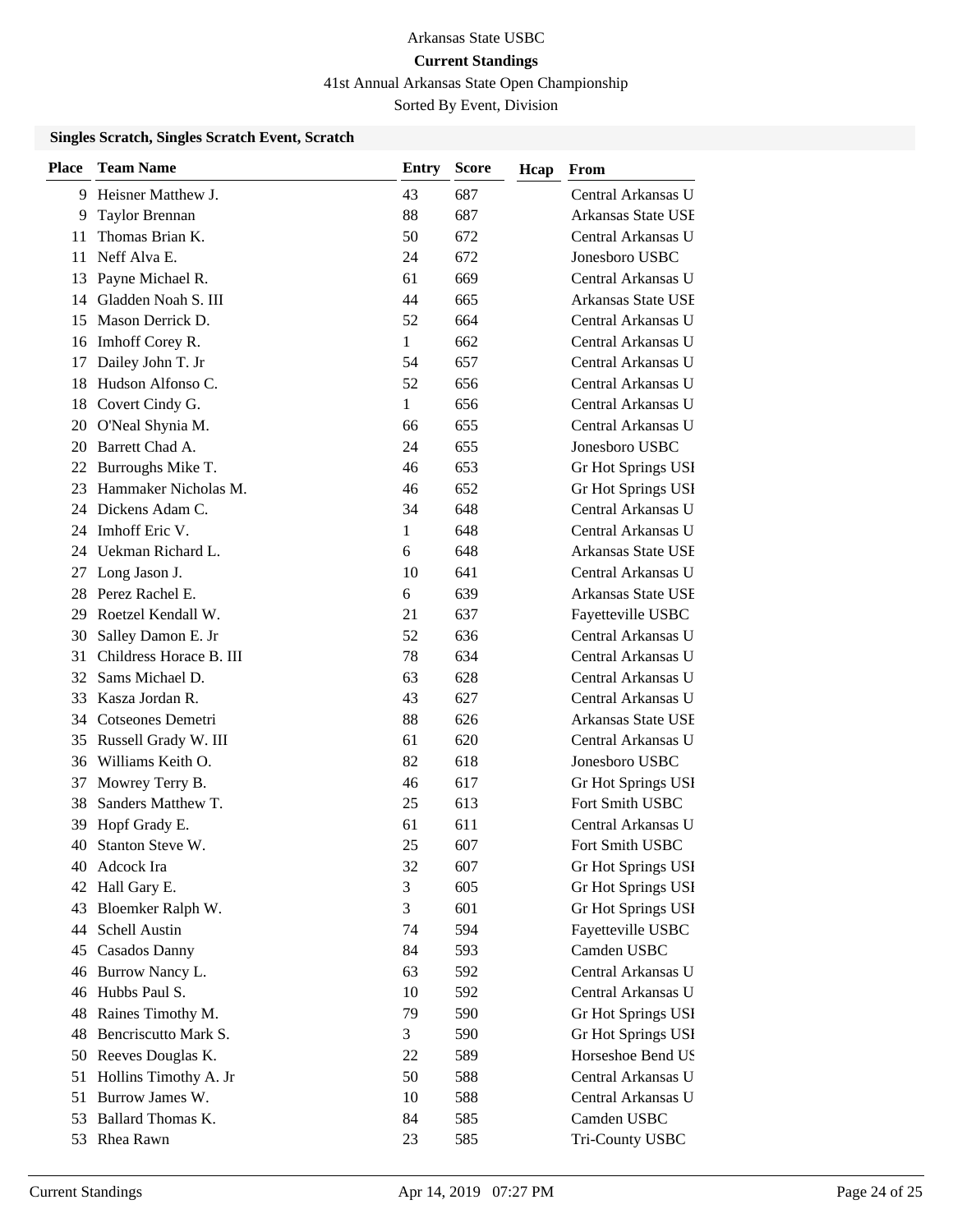Arkansas State USBC

**Current Standings**

41st Annual Arkansas State Open Championship

Sorted By Event, Division

**Singles Scratch, Singles Scratch Event, Scratch**

| Place | Team Name | Entry | Score | Hcap | From |
|---|---|---|---|---|---|
| 9 | Heisner Matthew J. | 43 | 687 | | Central Arkansas U |
| 9 | Taylor Brennan | 88 | 687 | | Arkansas State USE |
| 11 | Thomas Brian K. | 50 | 672 | | Central Arkansas U |
| 11 | Neff Alva E. | 24 | 672 | | Jonesboro USBC |
| 13 | Payne Michael R. | 61 | 669 | | Central Arkansas U |
| 14 | Gladden Noah S. III | 44 | 665 | | Arkansas State USE |
| 15 | Mason Derrick D. | 52 | 664 | | Central Arkansas U |
| 16 | Imhoff Corey R. | 1 | 662 | | Central Arkansas U |
| 17 | Dailey John T. Jr | 54 | 657 | | Central Arkansas U |
| 18 | Hudson Alfonso C. | 52 | 656 | | Central Arkansas U |
| 18 | Covert Cindy G. | 1 | 656 | | Central Arkansas U |
| 20 | O'Neal Shynia M. | 66 | 655 | | Central Arkansas U |
| 20 | Barrett Chad A. | 24 | 655 | | Jonesboro USBC |
| 22 | Burroughs Mike T. | 46 | 653 | | Gr Hot Springs USI |
| 23 | Hammaker Nicholas M. | 46 | 652 | | Gr Hot Springs USI |
| 24 | Dickens Adam C. | 34 | 648 | | Central Arkansas U |
| 24 | Imhoff Eric V. | 1 | 648 | | Central Arkansas U |
| 24 | Uekman Richard L. | 6 | 648 | | Arkansas State USE |
| 27 | Long Jason J. | 10 | 641 | | Central Arkansas U |
| 28 | Perez Rachel E. | 6 | 639 | | Arkansas State USE |
| 29 | Roetzel Kendall W. | 21 | 637 | | Fayetteville USBC |
| 30 | Salley Damon E. Jr | 52 | 636 | | Central Arkansas U |
| 31 | Childress Horace B. III | 78 | 634 | | Central Arkansas U |
| 32 | Sams Michael D. | 63 | 628 | | Central Arkansas U |
| 33 | Kasza Jordan R. | 43 | 627 | | Central Arkansas U |
| 34 | Cotseones Demetri | 88 | 626 | | Arkansas State USE |
| 35 | Russell Grady W. III | 61 | 620 | | Central Arkansas U |
| 36 | Williams Keith O. | 82 | 618 | | Jonesboro USBC |
| 37 | Mowrey Terry B. | 46 | 617 | | Gr Hot Springs USI |
| 38 | Sanders Matthew T. | 25 | 613 | | Fort Smith USBC |
| 39 | Hopf Grady E. | 61 | 611 | | Central Arkansas U |
| 40 | Stanton Steve W. | 25 | 607 | | Fort Smith USBC |
| 40 | Adcock Ira | 32 | 607 | | Gr Hot Springs USI |
| 42 | Hall Gary E. | 3 | 605 | | Gr Hot Springs USI |
| 43 | Bloemker Ralph W. | 3 | 601 | | Gr Hot Springs USI |
| 44 | Schell Austin | 74 | 594 | | Fayetteville USBC |
| 45 | Casados Danny | 84 | 593 | | Camden USBC |
| 46 | Burrow Nancy L. | 63 | 592 | | Central Arkansas U |
| 46 | Hubbs Paul S. | 10 | 592 | | Central Arkansas U |
| 48 | Raines Timothy M. | 79 | 590 | | Gr Hot Springs USI |
| 48 | Bencriscutto Mark S. | 3 | 590 | | Gr Hot Springs USI |
| 50 | Reeves Douglas K. | 22 | 589 | | Horseshoe Bend US |
| 51 | Hollins Timothy A. Jr | 50 | 588 | | Central Arkansas U |
| 51 | Burrow James W. | 10 | 588 | | Central Arkansas U |
| 53 | Ballard Thomas K. | 84 | 585 | | Camden USBC |
| 53 | Rhea Rawn | 23 | 585 | | Tri-County USBC |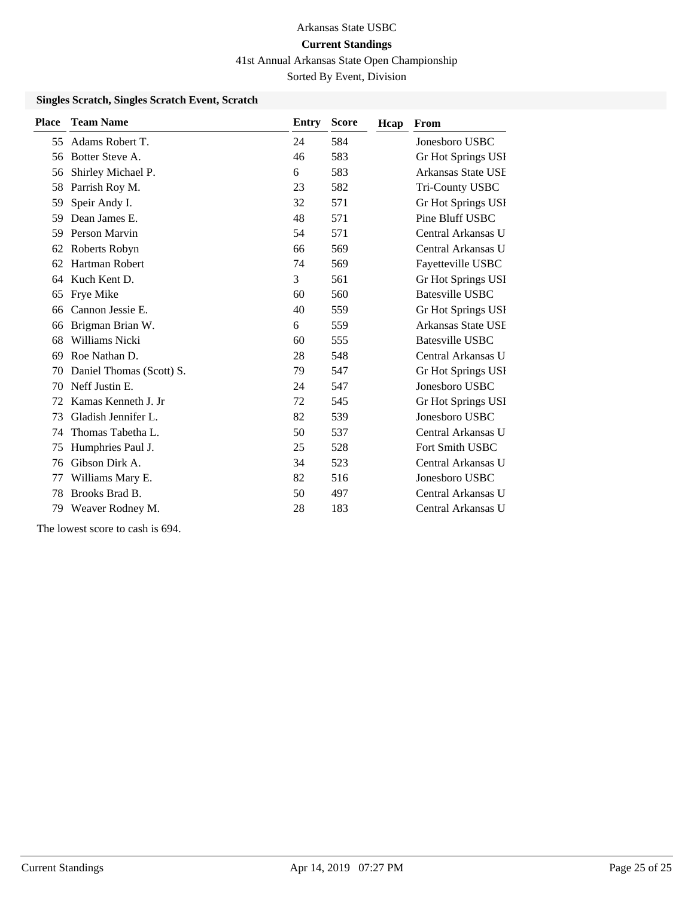Arkansas State USBC

**Current Standings**

41st Annual Arkansas State Open Championship

Sorted By Event, Division

### Singles Scratch, Singles Scratch Event, Scratch

| Place | Team Name | Entry | Score | Hcap | From |
|---|---|---|---|---|---|
| 55 | Adams Robert T. | 24 | 584 | | Jonesboro USBC |
| 56 | Botter Steve A. | 46 | 583 | | Gr Hot Springs USI |
| 56 | Shirley Michael P. | 6 | 583 | | Arkansas State USE |
| 58 | Parrish Roy M. | 23 | 582 | | Tri-County USBC |
| 59 | Speir Andy I. | 32 | 571 | | Gr Hot Springs USI |
| 59 | Dean James E. | 48 | 571 | | Pine Bluff USBC |
| 59 | Person Marvin | 54 | 571 | | Central Arkansas U |
| 62 | Roberts Robyn | 66 | 569 | | Central Arkansas U |
| 62 | Hartman Robert | 74 | 569 | | Fayetteville USBC |
| 64 | Kuch Kent D. | 3 | 561 | | Gr Hot Springs USI |
| 65 | Frye Mike | 60 | 560 | | Batesville USBC |
| 66 | Cannon Jessie E. | 40 | 559 | | Gr Hot Springs USI |
| 66 | Brigman Brian W. | 6 | 559 | | Arkansas State USE |
| 68 | Williams Nicki | 60 | 555 | | Batesville USBC |
| 69 | Roe Nathan D. | 28 | 548 | | Central Arkansas U |
| 70 | Daniel Thomas (Scott) S. | 79 | 547 | | Gr Hot Springs USI |
| 70 | Neff Justin E. | 24 | 547 | | Jonesboro USBC |
| 72 | Kamas Kenneth J. Jr | 72 | 545 | | Gr Hot Springs USI |
| 73 | Gladish Jennifer L. | 82 | 539 | | Jonesboro USBC |
| 74 | Thomas Tabetha L. | 50 | 537 | | Central Arkansas U |
| 75 | Humphries Paul J. | 25 | 528 | | Fort Smith USBC |
| 76 | Gibson Dirk A. | 34 | 523 | | Central Arkansas U |
| 77 | Williams Mary E. | 82 | 516 | | Jonesboro USBC |
| 78 | Brooks Brad B. | 50 | 497 | | Central Arkansas U |
| 79 | Weaver Rodney M. | 28 | 183 | | Central Arkansas U |

The lowest score to cash is 694.